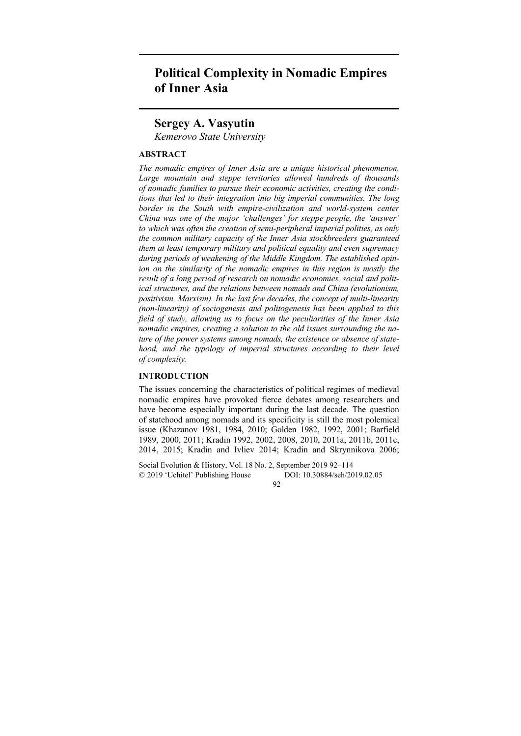# Political Complexity in Nomadic Empires of Inner Asia

## Sergey A. Vasyutin

*Kemerovo State University*

### ABSTRACT

*The nomadic empires of Inner Asia are a unique historical phenomenon. Large mountain and steppe territories allowed hundreds of thousands of nomadic families to pursue their economic activities, creating the conditions that led to their integration into big imperial communities. The long border in the South with empire-civilization and world-system center China was one of the major 'challenges' for steppe people, the 'answer' to which was often the creation of semi-peripheral imperial polities, as only the common military capacity of the Inner Asia stockbreeders guaranteed them at least temporary military and political equality and even supremacy during periods of weakening of the Middle Kingdom. The established opinion on the similarity of the nomadic empires in this region is mostly the result of a long period of research on nomadic economies, social and political structures, and the relations between nomads and China (evolutionism, positivism, Marxism). In the last few decades, the concept of multi-linearity (non-linearity) of sociogenesis and politogenesis has been applied to this field of study, allowing us to focus on the peculiarities of the Inner Asia nomadic empires, creating a solution to the old issues surrounding the nature of the power systems among nomads, the existence or absence of statehood, and the typology of imperial structures according to their level of complexity.*

### INTRODUCTION

The issues concerning the characteristics of political regimes of medieval nomadic empires have provoked fierce debates among researchers and have become especially important during the last decade. The question of statehood among nomads and its specificity is still the most polemical issue (Khazanov 1981, 1984, 2010; Golden 1982, 1992, 2001; Barfield 1989, 2000, 2011; Kradin 1992, 2002, 2008, 2010, 2011a, 2011b, 2011c, 2014, 2015; Kradin and Ivliev 2014; Kradin and Skrynnikova 2006;

Social Evolution & History, Vol. 18 No. 2, September 2019 92–114
© 2019 'Uchitel' Publishing House DOI: 10.30884/seh/2019.02.05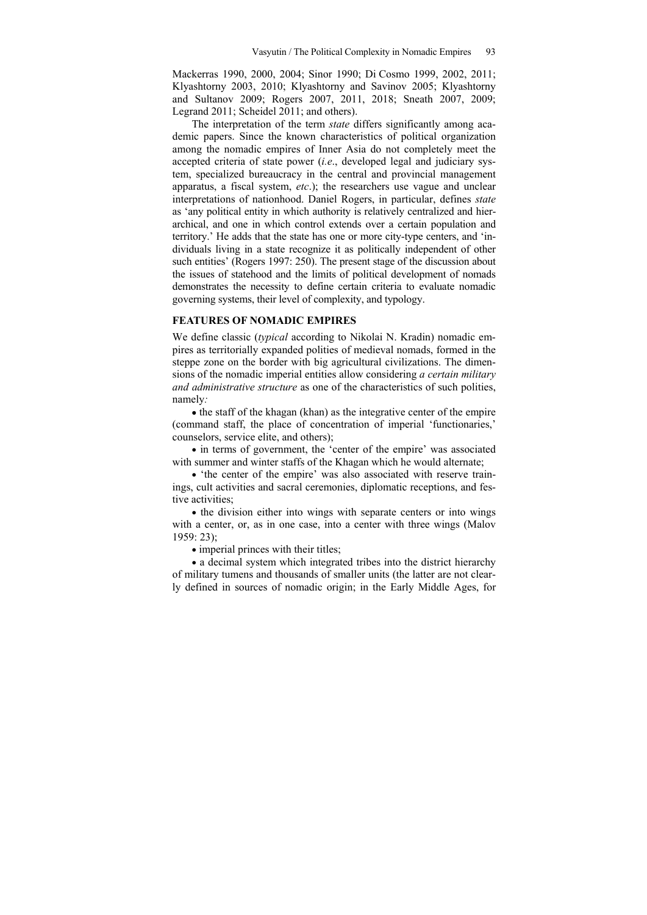Mackerras 1990, 2000, 2004; Sinor 1990; Di Cosmo 1999, 2002, 2011; Klyashtorny 2003, 2010; Klyashtorny and Savinov 2005; Klyashtorny and Sultanov 2009; Rogers 2007, 2011, 2018; Sneath 2007, 2009; Legrand 2011; Scheidel 2011; and others).

The interpretation of the term *state* differs significantly among academic papers. Since the known characteristics of political organization among the nomadic empires of Inner Asia do not completely meet the accepted criteria of state power (*i.e*., developed legal and judiciary system, specialized bureaucracy in the central and provincial management apparatus, a fiscal system, *etc*.); the researchers use vague and unclear interpretations of nationhood. Daniel Rogers, in particular, defines *state* as 'any political entity in which authority is relatively centralized and hierarchical, and one in which control extends over a certain population and territory.' He adds that the state has one or more city-type centers, and 'individuals living in a state recognize it as politically independent of other such entities' (Rogers 1997: 250). The present stage of the discussion about the issues of statehood and the limits of political development of nomads demonstrates the necessity to define certain criteria to evaluate nomadic governing systems, their level of complexity, and typology.

## FEATURES OF NOMADIC EMPIRES

We define classic (*typical* according to Nikolai N. Kradin) nomadic empires as territorially expanded polities of medieval nomads, formed in the steppe zone on the border with big agricultural civilizations. The dimensions of the nomadic imperial entities allow considering *a certain military and administrative structure* as one of the characteristics of such polities, namely*:*

- the staff of the khagan (khan) as the integrative center of the empire (command staff, the place of concentration of imperial 'functionaries,' counselors, service elite, and others);
- in terms of government, the 'center of the empire' was associated with summer and winter staffs of the Khagan which he would alternate;
- 'the center of the empire' was also associated with reserve trainings, cult activities and sacral ceremonies, diplomatic receptions, and festive activities;
- the division either into wings with separate centers or into wings with a center, or, as in one case, into a center with three wings (Malov 1959: 23);
- imperial princes with their titles;
- a decimal system which integrated tribes into the district hierarchy of military tumens and thousands of smaller units (the latter are not clearly defined in sources of nomadic origin; in the Early Middle Ages, for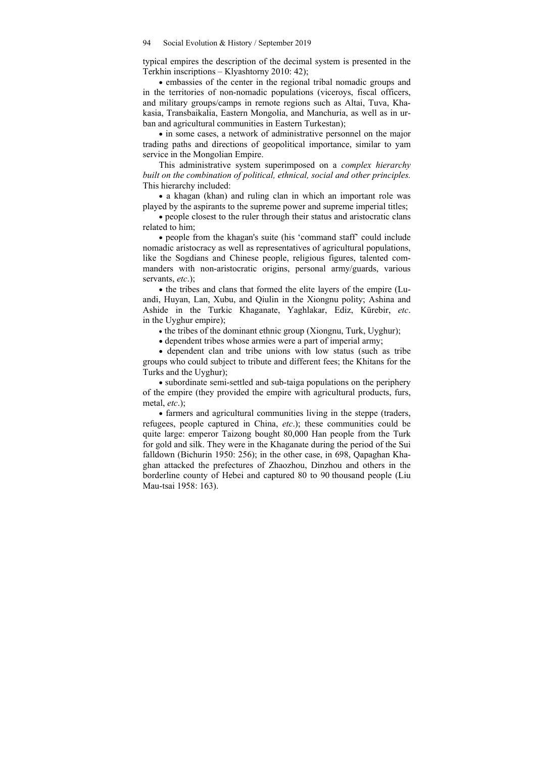typical empires the description of the decimal system is presented in the Terkhin inscriptions – Klyashtorny 2010: 42);

- embassies of the center in the regional tribal nomadic groups and in the territories of non-nomadic populations (viceroys, fiscal officers, and military groups/camps in remote regions such as Altai, Tuva, Khakasia, Transbaikalia, Eastern Mongolia, and Manchuria, as well as in urban and agricultural communities in Eastern Turkestan);
- in some cases, a network of administrative personnel on the major trading paths and directions of geopolitical importance, similar to yam service in the Mongolian Empire.

This administrative system superimposed on a *complex hierarchy built on the combination of political, ethnical, social and other principles.* This hierarchy included:

- a khagan (khan) and ruling clan in which an important role was played by the aspirants to the supreme power and supreme imperial titles;
- people closest to the ruler through their status and aristocratic clans related to him;
- people from the khagan's suite (his 'command staff' could include nomadic aristocracy as well as representatives of agricultural populations, like the Sogdians and Chinese people, religious figures, talented commanders with non-aristocratic origins, personal army/guards, various servants, *etc*.);
- the tribes and clans that formed the elite layers of the empire (Luandi, Huyan, Lan, Xubu, and Qiulin in the Xiongnu polity; Ashina and Ashide in the Turkic Khaganate, Yaghlakar, Ediz, Kürebir, *etc*. in the Uyghur empire);
- the tribes of the dominant ethnic group (Xiongnu, Turk, Uyghur);
- dependent tribes whose armies were a part of imperial army;
- dependent clan and tribe unions with low status (such as tribe groups who could subject to tribute and different fees; the Khitans for the Turks and the Uyghur);
- subordinate semi-settled and sub-taiga populations on the periphery of the empire (they provided the empire with agricultural products, furs, metal, *etc*.);
- farmers and agricultural communities living in the steppe (traders, refugees, people captured in China, *etc*.); these communities could be quite large: emperor Taizong bought 80,000 Han people from the Turk for gold and silk. They were in the Khaganate during the period of the Sui falldown (Bichurin 1950: 256); in the other case, in 698, Qapaghan Khaghan attacked the prefectures of Zhaozhou, Dinzhou and others in the borderline county of Hebei and captured 80 to 90 thousand people (Liu Mau-tsai 1958: 163).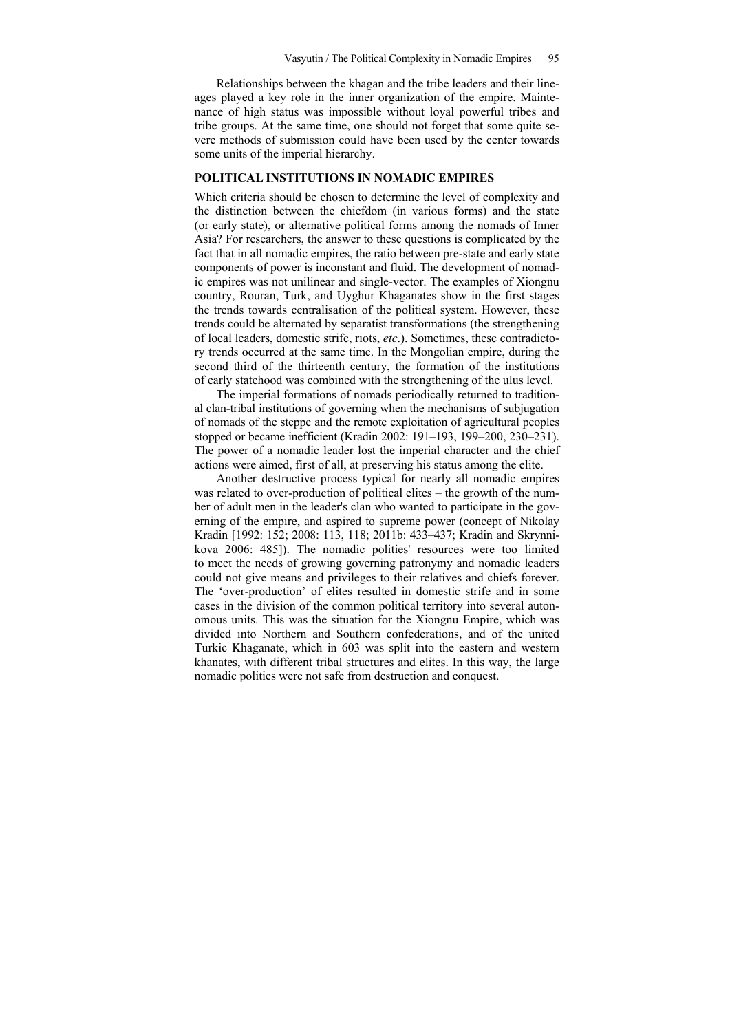Relationships between the khagan and the tribe leaders and their lineages played a key role in the inner organization of the empire. Maintenance of high status was impossible without loyal powerful tribes and tribe groups. At the same time, one should not forget that some quite severe methods of submission could have been used by the center towards some units of the imperial hierarchy.

## POLITICAL INSTITUTIONS IN NOMADIC EMPIRES

Which criteria should be chosen to determine the level of complexity and the distinction between the chiefdom (in various forms) and the state (or early state), or alternative political forms among the nomads of Inner Asia? For researchers, the answer to these questions is complicated by the fact that in all nomadic empires, the ratio between pre-state and early state components of power is inconstant and fluid. The development of nomadic empires was not unilinear and single-vector. The examples of Xiongnu country, Rouran, Turk, and Uyghur Khaganates show in the first stages the trends towards centralisation of the political system. However, these trends could be alternated by separatist transformations (the strengthening of local leaders, domestic strife, riots, *etc*.). Sometimes, these contradictory trends occurred at the same time. In the Mongolian empire, during the second third of the thirteenth century, the formation of the institutions of early statehood was combined with the strengthening of the ulus level.

The imperial formations of nomads periodically returned to traditional clan-tribal institutions of governing when the mechanisms of subjugation of nomads of the steppe and the remote exploitation of agricultural peoples stopped or became inefficient (Kradin 2002: 191–193, 199–200, 230–231). The power of a nomadic leader lost the imperial character and the chief actions were aimed, first of all, at preserving his status among the elite.

Another destructive process typical for nearly all nomadic empires was related to over-production of political elites – the growth of the number of adult men in the leader's clan who wanted to participate in the governing of the empire, and aspired to supreme power (concept of Nikolay Kradin [1992: 152; 2008: 113, 118; 2011b: 433–437; Kradin and Skrynnikova 2006: 485]). The nomadic polities' resources were too limited to meet the needs of growing governing patronymy and nomadic leaders could not give means and privileges to their relatives and chiefs forever. The 'over-production' of elites resulted in domestic strife and in some cases in the division of the common political territory into several autonomous units. This was the situation for the Xiongnu Empire, which was divided into Northern and Southern confederations, and of the united Turkic Khaganate, which in 603 was split into the eastern and western khanates, with different tribal structures and elites. In this way, the large nomadic polities were not safe from destruction and conquest.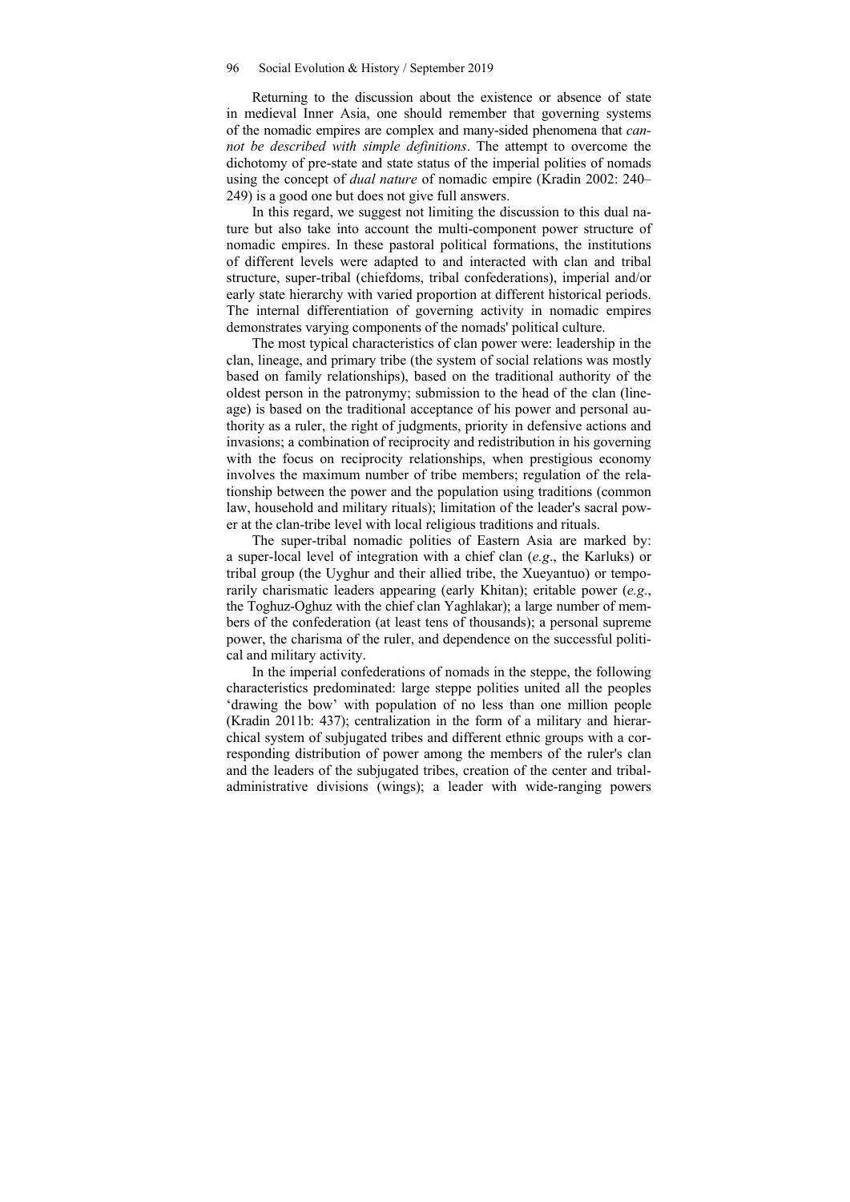Returning to the discussion about the existence or absence of state in medieval Inner Asia, one should remember that governing systems of the nomadic empires are complex and many-sided phenomena that *cannot be described with simple definitions*. The attempt to overcome the dichotomy of pre-state and state status of the imperial polities of nomads using the concept of *dual nature* of nomadic empire (Kradin 2002: 240–249) is a good one but does not give full answers.

In this regard, we suggest not limiting the discussion to this dual nature but also take into account the multi-component power structure of nomadic empires. In these pastoral political formations, the institutions of different levels were adapted to and interacted with clan and tribal structure, super-tribal (chiefdoms, tribal confederations), imperial and/or early state hierarchy with varied proportion at different historical periods. The internal differentiation of governing activity in nomadic empires demonstrates varying components of the nomads' political culture.

The most typical characteristics of clan power were: leadership in the clan, lineage, and primary tribe (the system of social relations was mostly based on family relationships), based on the traditional authority of the oldest person in the patronymy; submission to the head of the clan (lineage) is based on the traditional acceptance of his power and personal authority as a ruler, the right of judgments, priority in defensive actions and invasions; a combination of reciprocity and redistribution in his governing with the focus on reciprocity relationships, when prestigious economy involves the maximum number of tribe members; regulation of the relationship between the power and the population using traditions (common law, household and military rituals); limitation of the leader's sacral power at the clan-tribe level with local religious traditions and rituals.

The super-tribal nomadic polities of Eastern Asia are marked by: a super-local level of integration with a chief clan (*e.g*., the Karluks) or tribal group (the Uyghur and their allied tribe, the Xueyantuo) or temporarily charismatic leaders appearing (early Khitan); eritable power (*e.g*., the Toghuz-Oghuz with the chief clan Yaghlakar); a large number of members of the confederation (at least tens of thousands); a personal supreme power, the charisma of the ruler, and dependence on the successful political and military activity.

In the imperial confederations of nomads in the steppe, the following characteristics predominated: large steppe polities united all the peoples 'drawing the bow' with population of no less than one million people (Kradin 2011b: 437); centralization in the form of a military and hierarchical system of subjugated tribes and different ethnic groups with a corresponding distribution of power among the members of the ruler's clan and the leaders of the subjugated tribes, creation of the center and tribal-administrative divisions (wings); a leader with wide-ranging powers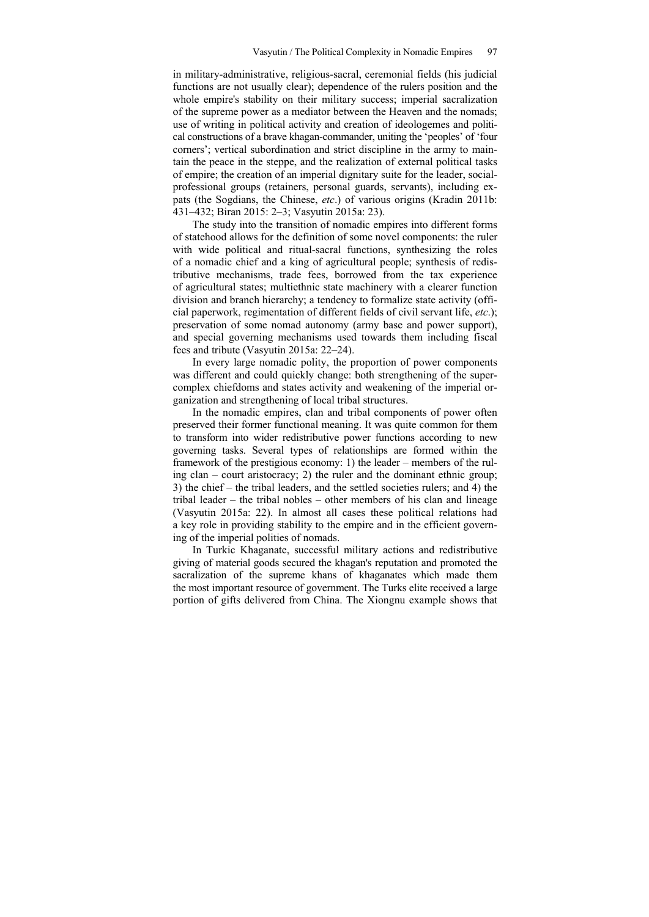in military-administrative, religious-sacral, ceremonial fields (his judicial functions are not usually clear); dependence of the rulers position and the whole empire's stability on their military success; imperial sacralization of the supreme power as a mediator between the Heaven and the nomads; use of writing in political activity and creation of ideologemes and political constructions of a brave khagan-commander, uniting the 'peoples' of 'four corners'; vertical subordination and strict discipline in the army to maintain the peace in the steppe, and the realization of external political tasks of empire; the creation of an imperial dignitary suite for the leader, social-professional groups (retainers, personal guards, servants), including expats (the Sogdians, the Chinese, *etc*.) of various origins (Kradin 2011b: 431–432; Biran 2015: 2–3; Vasyutin 2015a: 23).

The study into the transition of nomadic empires into different forms of statehood allows for the definition of some novel components: the ruler with wide political and ritual-sacral functions, synthesizing the roles of a nomadic chief and a king of agricultural people; synthesis of redistributive mechanisms, trade fees, borrowed from the tax experience of agricultural states; multiethnic state machinery with a clearer function division and branch hierarchy; a tendency to formalize state activity (official paperwork, regimentation of different fields of civil servant life, *etc*.); preservation of some nomad autonomy (army base and power support), and special governing mechanisms used towards them including fiscal fees and tribute (Vasyutin 2015a: 22–24).

In every large nomadic polity, the proportion of power components was different and could quickly change: both strengthening of the supercomplex chiefdoms and states activity and weakening of the imperial organization and strengthening of local tribal structures.

In the nomadic empires, clan and tribal components of power often preserved their former functional meaning. It was quite common for them to transform into wider redistributive power functions according to new governing tasks. Several types of relationships are formed within the framework of the prestigious economy: 1) the leader – members of the ruling clan – court aristocracy; 2) the ruler and the dominant ethnic group; 3) the chief – the tribal leaders, and the settled societies rulers; and 4) the tribal leader – the tribal nobles – other members of his clan and lineage (Vasyutin 2015a: 22). In almost all cases these political relations had a key role in providing stability to the empire and in the efficient governing of the imperial polities of nomads.

In Turkic Khaganate, successful military actions and redistributive giving of material goods secured the khagan's reputation and promoted the sacralization of the supreme khans of khaganates which made them the most important resource of government. The Turks elite received a large portion of gifts delivered from China. The Xiongnu example shows that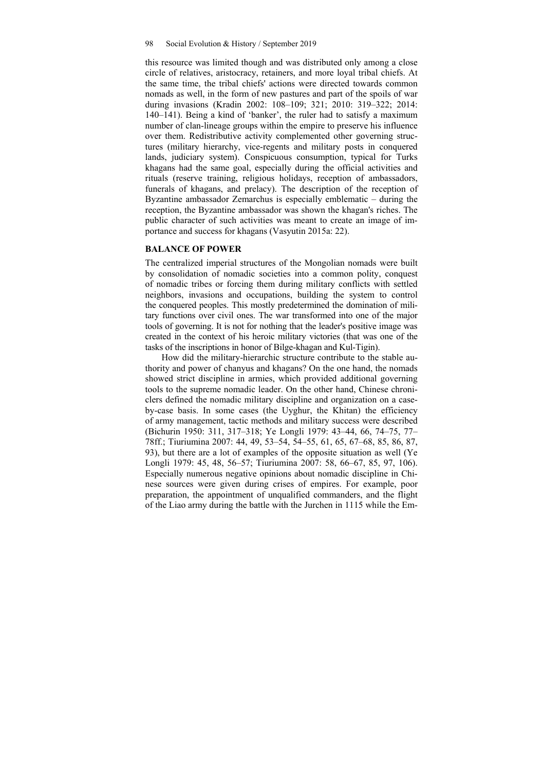this resource was limited though and was distributed only among a close circle of relatives, aristocracy, retainers, and more loyal tribal chiefs. At the same time, the tribal chiefs' actions were directed towards common nomads as well, in the form of new pastures and part of the spoils of war during invasions (Kradin 2002: 108–109; 321; 2010: 319–322; 2014: 140–141). Being a kind of 'banker', the ruler had to satisfy a maximum number of clan-lineage groups within the empire to preserve his influence over them. Redistributive activity complemented other governing structures (military hierarchy, vice-regents and military posts in conquered lands, judiciary system). Conspicuous consumption, typical for Turks khagans had the same goal, especially during the official activities and rituals (reserve training, religious holidays, reception of ambassadors, funerals of khagans, and prelacy). The description of the reception of Byzantine ambassador Zemarchus is especially emblematic – during the reception, the Byzantine ambassador was shown the khagan's riches. The public character of such activities was meant to create an image of importance and success for khagans (Vasyutin 2015a: 22).

## BALANCE OF POWER

The centralized imperial structures of the Mongolian nomads were built by consolidation of nomadic societies into a common polity, conquest of nomadic tribes or forcing them during military conflicts with settled neighbors, invasions and occupations, building the system to control the conquered peoples. This mostly predetermined the domination of military functions over civil ones. The war transformed into one of the major tools of governing. It is not for nothing that the leader's positive image was created in the context of his heroic military victories (that was one of the tasks of the inscriptions in honor of Bilge-khagan and Kul-Tigin).

How did the military-hierarchic structure contribute to the stable authority and power of chanyus and khagans? On the one hand, the nomads showed strict discipline in armies, which provided additional governing tools to the supreme nomadic leader. On the other hand, Chinese chroniclers defined the nomadic military discipline and organization on a case-by-case basis. In some cases (the Uyghur, the Khitan) the efficiency of army management, tactic methods and military success were described (Bichurin 1950: 311, 317–318; Ye Longli 1979: 43–44, 66, 74–75, 77–78ff.; Tiuriumina 2007: 44, 49, 53–54, 54–55, 61, 65, 67–68, 85, 86, 87, 93), but there are a lot of examples of the opposite situation as well (Ye Longli 1979: 45, 48, 56–57; Tiuriumina 2007: 58, 66–67, 85, 97, 106). Especially numerous negative opinions about nomadic discipline in Chinese sources were given during crises of empires. For example, poor preparation, the appointment of unqualified commanders, and the flight of the Liao army during the battle with the Jurchen in 1115 while the Em-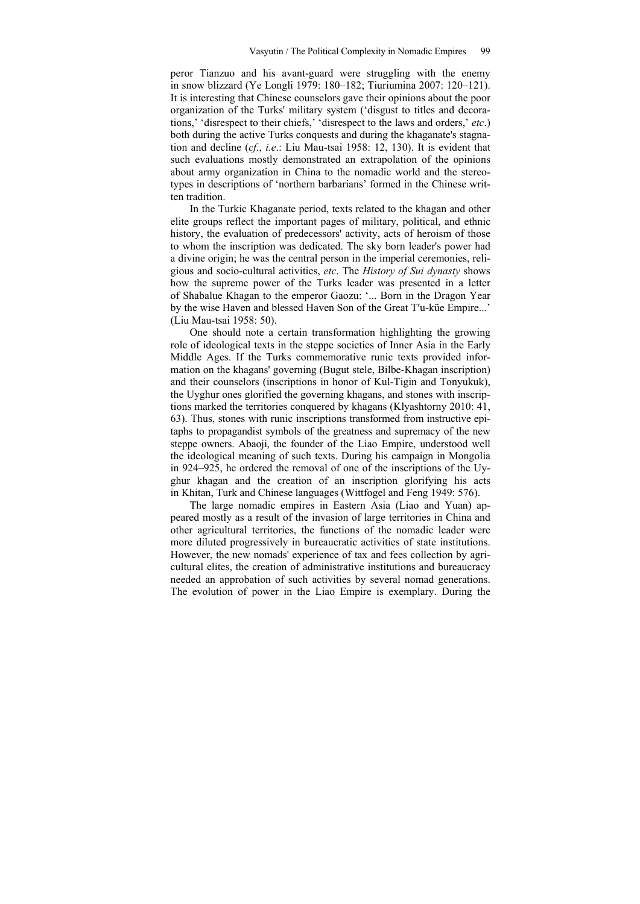peror Tianzuo and his avant-guard were struggling with the enemy in snow blizzard (Ye Longli 1979: 180–182; Tiuriumina 2007: 120–121). It is interesting that Chinese counselors gave their opinions about the poor organization of the Turks' military system ('disgust to titles and decorations,' 'disrespect to their chiefs,' 'disrespect to the laws and orders,' *etc*.) both during the active Turks conquests and during the khaganate's stagnation and decline (*cf*., *i.e*.: Liu Mau-tsai 1958: 12, 130). It is evident that such evaluations mostly demonstrated an extrapolation of the opinions about army organization in China to the nomadic world and the stereotypes in descriptions of 'northern barbarians' formed in the Chinese written tradition.

In the Turkic Khaganate period, texts related to the khagan and other elite groups reflect the important pages of military, political, and ethnic history, the evaluation of predecessors' activity, acts of heroism of those to whom the inscription was dedicated. The sky born leader's power had a divine origin; he was the central person in the imperial ceremonies, religious and socio-cultural activities, *etc*. The *History of Sui dynasty* shows how the supreme power of the Turks leader was presented in a letter of Shabalue Khagan to the emperor Gaozu: '... Born in the Dragon Year by the wise Haven and blessed Haven Son of the Great T'u-küe Empire...' (Liu Mau-tsai 1958: 50).

One should note a certain transformation highlighting the growing role of ideological texts in the steppe societies of Inner Asia in the Early Middle Ages. If the Turks commemorative runic texts provided information on the khagans' governing (Bugut stele, Bilbe-Khagan inscription) and their counselors (inscriptions in honor of Kul-Tigin and Tonyukuk), the Uyghur ones glorified the governing khagans, and stones with inscriptions marked the territories conquered by khagans (Klyashtorny 2010: 41, 63). Thus, stones with runic inscriptions transformed from instructive epitaphs to propagandist symbols of the greatness and supremacy of the new steppe owners. Abaoji, the founder of the Liao Empire, understood well the ideological meaning of such texts. During his campaign in Mongolia in 924–925, he ordered the removal of one of the inscriptions of the Uyghur khagan and the creation of an inscription glorifying his acts in Khitan, Turk and Chinese languages (Wittfogel and Feng 1949: 576).

The large nomadic empires in Eastern Asia (Liao and Yuan) appeared mostly as a result of the invasion of large territories in China and other agricultural territories, the functions of the nomadic leader were more diluted progressively in bureaucratic activities of state institutions. However, the new nomads' experience of tax and fees collection by agricultural elites, the creation of administrative institutions and bureaucracy needed an approbation of such activities by several nomad generations. The evolution of power in the Liao Empire is exemplary. During the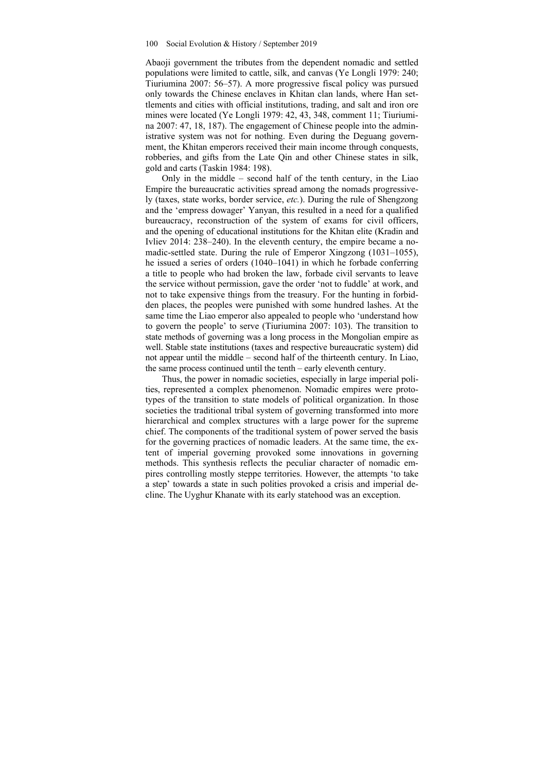Abaoji government the tributes from the dependent nomadic and settled populations were limited to cattle, silk, and canvas (Ye Longli 1979: 240; Tiuriumina 2007: 56–57). A more progressive fiscal policy was pursued only towards the Chinese enclaves in Khitan clan lands, where Han settlements and cities with official institutions, trading, and salt and iron ore mines were located (Ye Longli 1979: 42, 43, 348, comment 11; Tiuriumina 2007: 47, 18, 187). The engagement of Chinese people into the administrative system was not for nothing. Even during the Deguang government, the Khitan emperors received their main income through conquests, robberies, and gifts from the Late Qin and other Chinese states in silk, gold and carts (Taskin 1984: 198).

Only in the middle – second half of the tenth century, in the Liao Empire the bureaucratic activities spread among the nomads progressively (taxes, state works, border service, *etc.*). During the rule of Shengzong and the 'empress dowager' Yanyan, this resulted in a need for a qualified bureaucracy, reconstruction of the system of exams for civil officers, and the opening of educational institutions for the Khitan elite (Kradin and Ivliev 2014: 238–240). In the eleventh century, the empire became a nomadic-settled state. During the rule of Emperor Xingzong (1031–1055), he issued a series of orders (1040–1041) in which he forbade conferring a title to people who had broken the law, forbade civil servants to leave the service without permission, gave the order 'not to fuddle' at work, and not to take expensive things from the treasury. For the hunting in forbidden places, the peoples were punished with some hundred lashes. At the same time the Liao emperor also appealed to people who 'understand how to govern the people' to serve (Tiuriumina 2007: 103). The transition to state methods of governing was a long process in the Mongolian empire as well. Stable state institutions (taxes and respective bureaucratic system) did not appear until the middle – second half of the thirteenth century. In Liao, the same process continued until the tenth – early eleventh century.

Thus, the power in nomadic societies, especially in large imperial polities, represented a complex phenomenon. Nomadic empires were prototypes of the transition to state models of political organization. In those societies the traditional tribal system of governing transformed into more hierarchical and complex structures with a large power for the supreme chief. The components of the traditional system of power served the basis for the governing practices of nomadic leaders. At the same time, the extent of imperial governing provoked some innovations in governing methods. This synthesis reflects the peculiar character of nomadic empires controlling mostly steppe territories. However, the attempts 'to take a step' towards a state in such polities provoked a crisis and imperial decline. The Uyghur Khanate with its early statehood was an exception.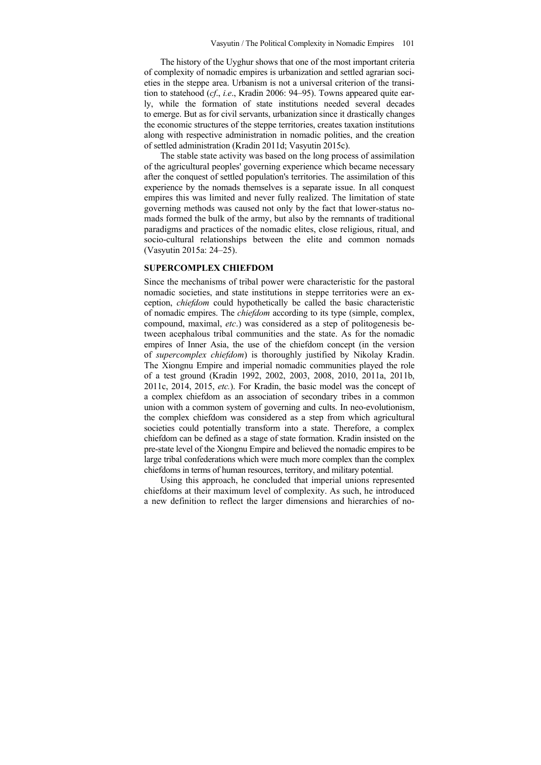The history of the Uyghur shows that one of the most important criteria of complexity of nomadic empires is urbanization and settled agrarian societies in the steppe area. Urbanism is not a universal criterion of the transition to statehood (*cf*., *i.e*., Kradin 2006: 94–95). Towns appeared quite early, while the formation of state institutions needed several decades to emerge. But as for civil servants, urbanization since it drastically changes the economic structures of the steppe territories, creates taxation institutions along with respective administration in nomadic polities, and the creation of settled administration (Kradin 2011d; Vasyutin 2015c).

The stable state activity was based on the long process of assimilation of the agricultural peoples' governing experience which became necessary after the conquest of settled population's territories. The assimilation of this experience by the nomads themselves is a separate issue. In all conquest empires this was limited and never fully realized. The limitation of state governing methods was caused not only by the fact that lower-status nomads formed the bulk of the army, but also by the remnants of traditional paradigms and practices of the nomadic elites, close religious, ritual, and socio-cultural relationships between the elite and common nomads (Vasyutin 2015a: 24–25).

## SUPERCOMPLEX CHIEFDOM

Since the mechanisms of tribal power were characteristic for the pastoral nomadic societies, and state institutions in steppe territories were an exception, *chiefdom* could hypothetically be called the basic characteristic of nomadic empires. The *chiefdom* according to its type (simple, complex, compound, maximal, *etc*.) was considered as a step of politogenesis between acephalous tribal communities and the state. As for the nomadic empires of Inner Asia, the use of the chiefdom concept (in the version of *supercomplex chiefdom*) is thoroughly justified by Nikolay Kradin. The Xiongnu Empire and imperial nomadic communities played the role of a test ground (Kradin 1992, 2002, 2003, 2008, 2010, 2011a, 2011b, 2011c, 2014, 2015, *etc.*). For Kradin, the basic model was the concept of a complex chiefdom as an association of secondary tribes in a common union with a common system of governing and cults. In neo-evolutionism, the complex chiefdom was considered as a step from which agricultural societies could potentially transform into a state. Therefore, a complex chiefdom can be defined as a stage of state formation. Kradin insisted on the pre-state level of the Xiongnu Empire and believed the nomadic empires to be large tribal confederations which were much more complex than the complex chiefdoms in terms of human resources, territory, and military potential.

Using this approach, he concluded that imperial unions represented chiefdoms at their maximum level of complexity. As such, he introduced a new definition to reflect the larger dimensions and hierarchies of no-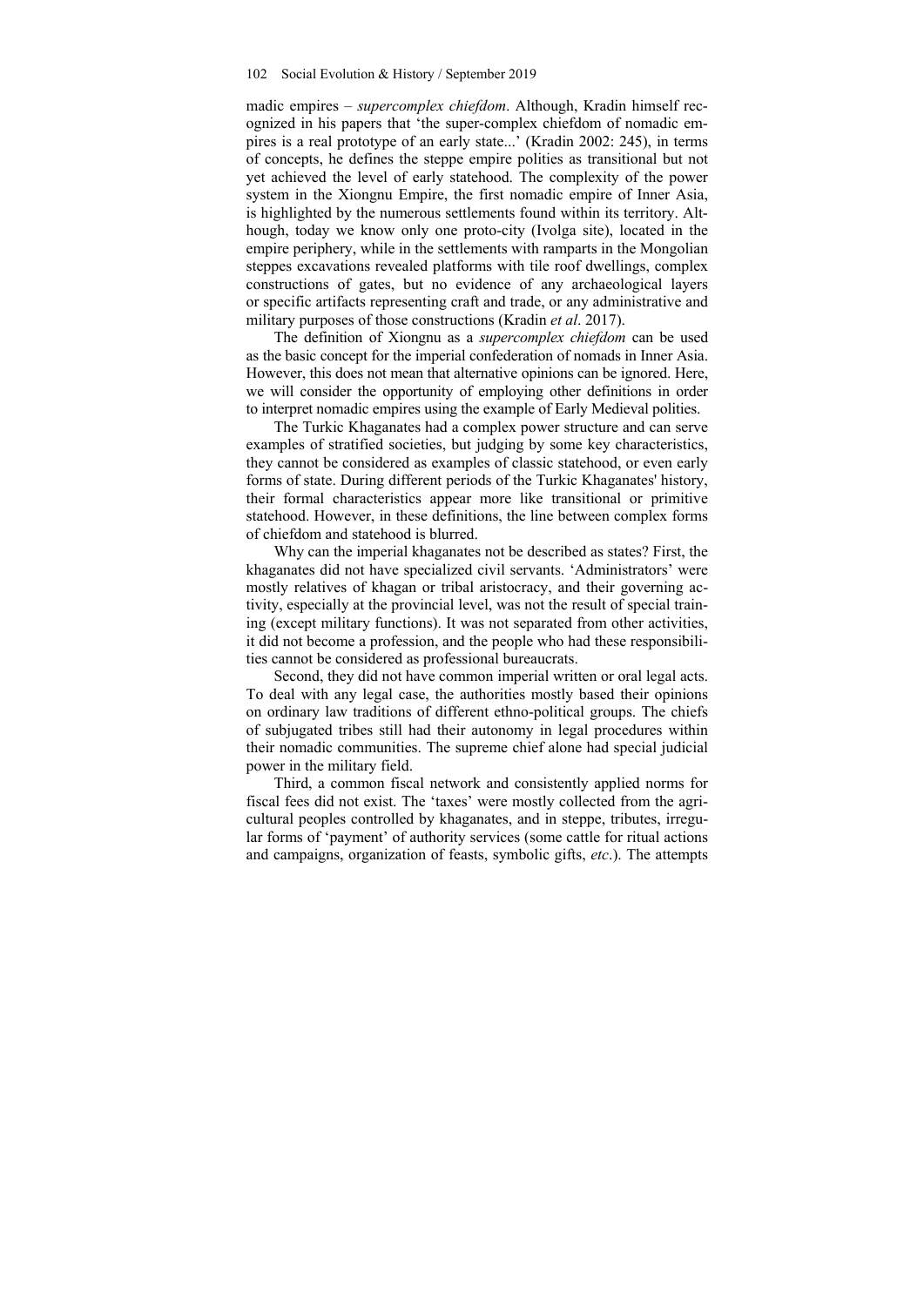madic empires – *supercomplex chiefdom*. Although, Kradin himself recognized in his papers that 'the super-complex chiefdom of nomadic empires is a real prototype of an early state...' (Kradin 2002: 245), in terms of concepts, he defines the steppe empire polities as transitional but not yet achieved the level of early statehood. The complexity of the power system in the Xiongnu Empire, the first nomadic empire of Inner Asia, is highlighted by the numerous settlements found within its territory. Although, today we know only one proto-city (Ivolga site), located in the empire periphery, while in the settlements with ramparts in the Mongolian steppes excavations revealed platforms with tile roof dwellings, complex constructions of gates, but no evidence of any archaeological layers or specific artifacts representing craft and trade, or any administrative and military purposes of those constructions (Kradin *et al*. 2017).

The definition of Xiongnu as a *supercomplex chiefdom* can be used as the basic concept for the imperial confederation of nomads in Inner Asia. However, this does not mean that alternative opinions can be ignored. Here, we will consider the opportunity of employing other definitions in order to interpret nomadic empires using the example of Early Medieval polities.

The Turkic Khaganates had a complex power structure and can serve examples of stratified societies, but judging by some key characteristics, they cannot be considered as examples of classic statehood, or even early forms of state. During different periods of the Turkic Khaganates' history, their formal characteristics appear more like transitional or primitive statehood. However, in these definitions, the line between complex forms of chiefdom and statehood is blurred.

Why can the imperial khaganates not be described as states? First, the khaganates did not have specialized civil servants. 'Administrators' were mostly relatives of khagan or tribal aristocracy, and their governing activity, especially at the provincial level, was not the result of special training (except military functions). It was not separated from other activities, it did not become a profession, and the people who had these responsibilities cannot be considered as professional bureaucrats.

Second, they did not have common imperial written or oral legal acts. To deal with any legal case, the authorities mostly based their opinions on ordinary law traditions of different ethno-political groups. The chiefs of subjugated tribes still had their autonomy in legal procedures within their nomadic communities. The supreme chief alone had special judicial power in the military field.

Third, a common fiscal network and consistently applied norms for fiscal fees did not exist. The 'taxes' were mostly collected from the agricultural peoples controlled by khaganates, and in steppe, tributes, irregular forms of 'payment' of authority services (some cattle for ritual actions and campaigns, organization of feasts, symbolic gifts, *etc*.). The attempts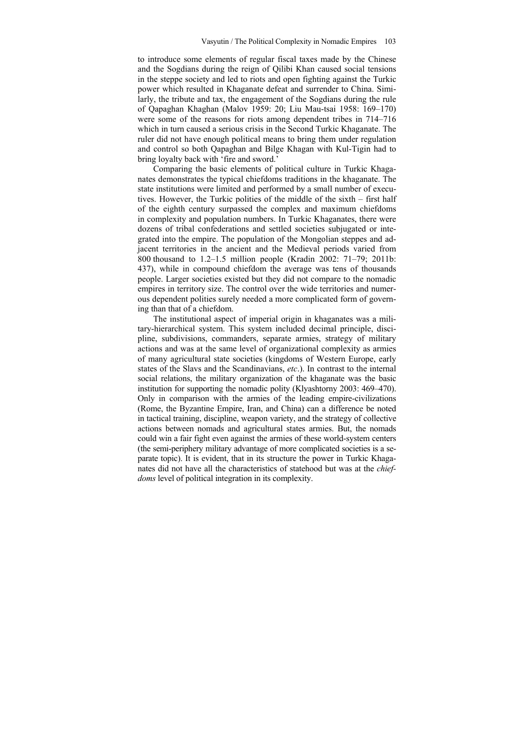to introduce some elements of regular fiscal taxes made by the Chinese and the Sogdians during the reign of Qilibi Khan caused social tensions in the steppe society and led to riots and open fighting against the Turkic power which resulted in Khaganate defeat and surrender to China. Similarly, the tribute and tax, the engagement of the Sogdians during the rule of Qapaghan Khaghan (Malov 1959: 20; Liu Mau-tsai 1958: 169–170) were some of the reasons for riots among dependent tribes in 714–716 which in turn caused a serious crisis in the Second Turkic Khaganate. The ruler did not have enough political means to bring them under regulation and control so both Qapaghan and Bilge Khagan with Kul-Tigin had to bring loyalty back with 'fire and sword.'

Comparing the basic elements of political culture in Turkic Khaganates demonstrates the typical chiefdoms traditions in the khaganate. The state institutions were limited and performed by a small number of executives. However, the Turkic polities of the middle of the sixth – first half of the eighth century surpassed the complex and maximum chiefdoms in complexity and population numbers. In Turkic Khaganates, there were dozens of tribal confederations and settled societies subjugated or integrated into the empire. The population of the Mongolian steppes and adjacent territories in the ancient and the Medieval periods varied from 800 thousand to 1.2–1.5 million people (Kradin 2002: 71–79; 2011b: 437), while in compound chiefdom the average was tens of thousands people. Larger societies existed but they did not compare to the nomadic empires in territory size. The control over the wide territories and numerous dependent polities surely needed a more complicated form of governing than that of a chiefdom.

The institutional aspect of imperial origin in khaganates was a military-hierarchical system. This system included decimal principle, discipline, subdivisions, commanders, separate armies, strategy of military actions and was at the same level of organizational complexity as armies of many agricultural state societies (kingdoms of Western Europe, early states of the Slavs and the Scandinavians, *etc*.). In contrast to the internal social relations, the military organization of the khaganate was the basic institution for supporting the nomadic polity (Klyashtorny 2003: 469–470). Only in comparison with the armies of the leading empire-civilizations (Rome, the Byzantine Empire, Iran, and China) can a difference be noted in tactical training, discipline, weapon variety, and the strategy of collective actions between nomads and agricultural states armies. But, the nomads could win a fair fight even against the armies of these world-system centers (the semi-periphery military advantage of more complicated societies is a separate topic). It is evident, that in its structure the power in Turkic Khaganates did not have all the characteristics of statehood but was at the *chiefdoms* level of political integration in its complexity.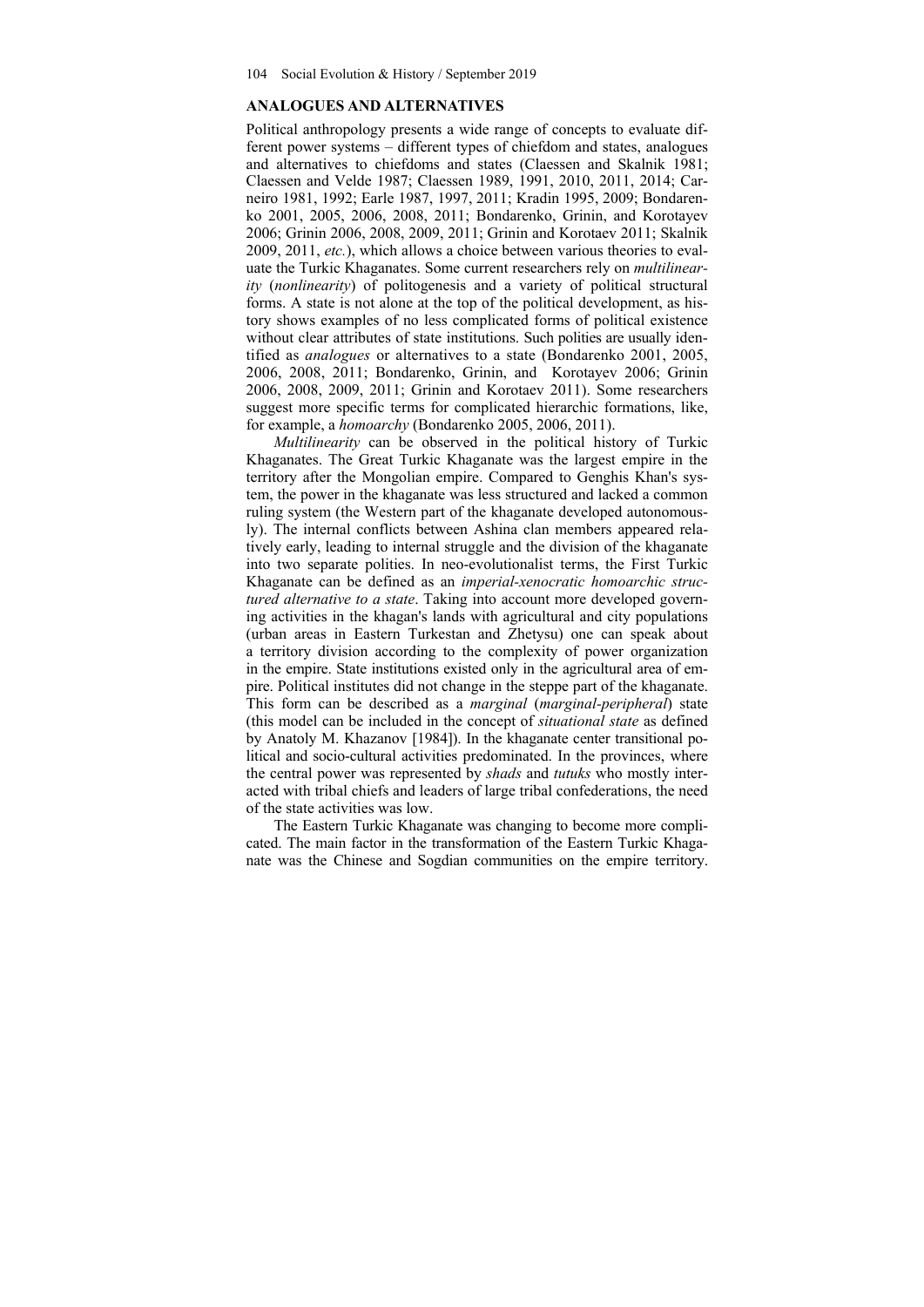## ANALOGUES AND ALTERNATIVES

Political anthropology presents a wide range of concepts to evaluate different power systems – different types of chiefdom and states, analogues and alternatives to chiefdoms and states (Claessen and Skalnik 1981; Claessen and Velde 1987; Claessen 1989, 1991, 2010, 2011, 2014; Carneiro 1981, 1992; Earle 1987, 1997, 2011; Kradin 1995, 2009; Bondarenko 2001, 2005, 2006, 2008, 2011; Bondarenko, Grinin, and Korotayev 2006; Grinin 2006, 2008, 2009, 2011; Grinin and Korotaev 2011; Skalnik 2009, 2011, *etc.*), which allows a choice between various theories to evaluate the Turkic Khaganates. Some current researchers rely on *multilinearity* (*nonlinearity*) of politogenesis and a variety of political structural forms. A state is not alone at the top of the political development, as history shows examples of no less complicated forms of political existence without clear attributes of state institutions. Such polities are usually identified as *analogues* or alternatives to a state (Bondarenko 2001, 2005, 2006, 2008, 2011; Bondarenko, Grinin, and Korotayev 2006; Grinin 2006, 2008, 2009, 2011; Grinin and Korotaev 2011). Some researchers suggest more specific terms for complicated hierarchic formations, like, for example, a *homoarchy* (Bondarenko 2005, 2006, 2011).

*Multilinearity* can be observed in the political history of Turkic Khaganates. The Great Turkic Khaganate was the largest empire in the territory after the Mongolian empire. Compared to Genghis Khan's system, the power in the khaganate was less structured and lacked a common ruling system (the Western part of the khaganate developed autonomously). The internal conflicts between Ashina clan members appeared relatively early, leading to internal struggle and the division of the khaganate into two separate polities. In neo-evolutionalist terms, the First Turkic Khaganate can be defined as an *imperial-xenocratic homoarchic structured alternative to a state*. Taking into account more developed governing activities in the khagan's lands with agricultural and city populations (urban areas in Eastern Turkestan and Zhetysu) one can speak about a territory division according to the complexity of power organization in the empire. State institutions existed only in the agricultural area of empire. Political institutes did not change in the steppe part of the khaganate. This form can be described as a *marginal* (*marginal-peripheral*) state (this model can be included in the concept of *situational state* as defined by Anatoly M. Khazanov [1984]). In the khaganate center transitional political and socio-cultural activities predominated. In the provinces, where the central power was represented by *shads* and *tutuks* who mostly interacted with tribal chiefs and leaders of large tribal confederations, the need of the state activities was low.

The Eastern Turkic Khaganate was changing to become more complicated. The main factor in the transformation of the Eastern Turkic Khaganate was the Chinese and Sogdian communities on the empire territory.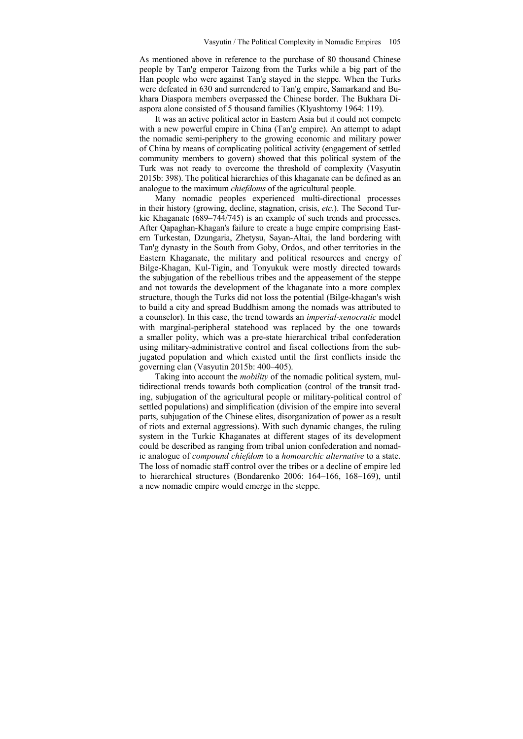As mentioned above in reference to the purchase of 80 thousand Chinese people by Tan'g emperor Taizong from the Turks while a big part of the Han people who were against Tan'g stayed in the steppe. When the Turks were defeated in 630 and surrendered to Tan'g empire, Samarkand and Bukhara Diaspora members overpassed the Chinese border. The Bukhara Diaspora alone consisted of 5 thousand families (Klyashtorny 1964: 119).

It was an active political actor in Eastern Asia but it could not compete with a new powerful empire in China (Tan'g empire). An attempt to adapt the nomadic semi-periphery to the growing economic and military power of China by means of complicating political activity (engagement of settled community members to govern) showed that this political system of the Turk was not ready to overcome the threshold of complexity (Vasyutin 2015b: 398). The political hierarchies of this khaganate can be defined as an analogue to the maximum *chiefdoms* of the agricultural people.

Many nomadic peoples experienced multi-directional processes in their history (growing, decline, stagnation, crisis, *etc*.). The Second Turkic Khaganate (689–744/745) is an example of such trends and processes. After Qapaghan-Khagan's failure to create a huge empire comprising Eastern Turkestan, Dzungaria, Zhetysu, Sayan-Altai, the land bordering with Tan'g dynasty in the South from Goby, Ordos, and other territories in the Eastern Khaganate, the military and political resources and energy of Bilge-Khagan, Kul-Tigin, and Tonyukuk were mostly directed towards the subjugation of the rebellious tribes and the appeasement of the steppe and not towards the development of the khaganate into a more complex structure, though the Turks did not loss the potential (Bilge-khagan's wish to build a city and spread Buddhism among the nomads was attributed to a counselor). In this case, the trend towards an *imperial-xenocratic* model with marginal-peripheral statehood was replaced by the one towards a smaller polity, which was a pre-state hierarchical tribal confederation using military-administrative control and fiscal collections from the subjugated population and which existed until the first conflicts inside the governing clan (Vasyutin 2015b: 400–405).

Taking into account the *mobility* of the nomadic political system, multidirectional trends towards both complication (control of the transit trading, subjugation of the agricultural people or military-political control of settled populations) and simplification (division of the empire into several parts, subjugation of the Chinese elites, disorganization of power as a result of riots and external aggressions). With such dynamic changes, the ruling system in the Turkic Khaganates at different stages of its development could be described as ranging from tribal union confederation and nomadic analogue of *compound chiefdom* to a *homoarchic alternative* to a state. The loss of nomadic staff control over the tribes or a decline of empire led to hierarchical structures (Bondarenko 2006: 164–166, 168–169), until a new nomadic empire would emerge in the steppe.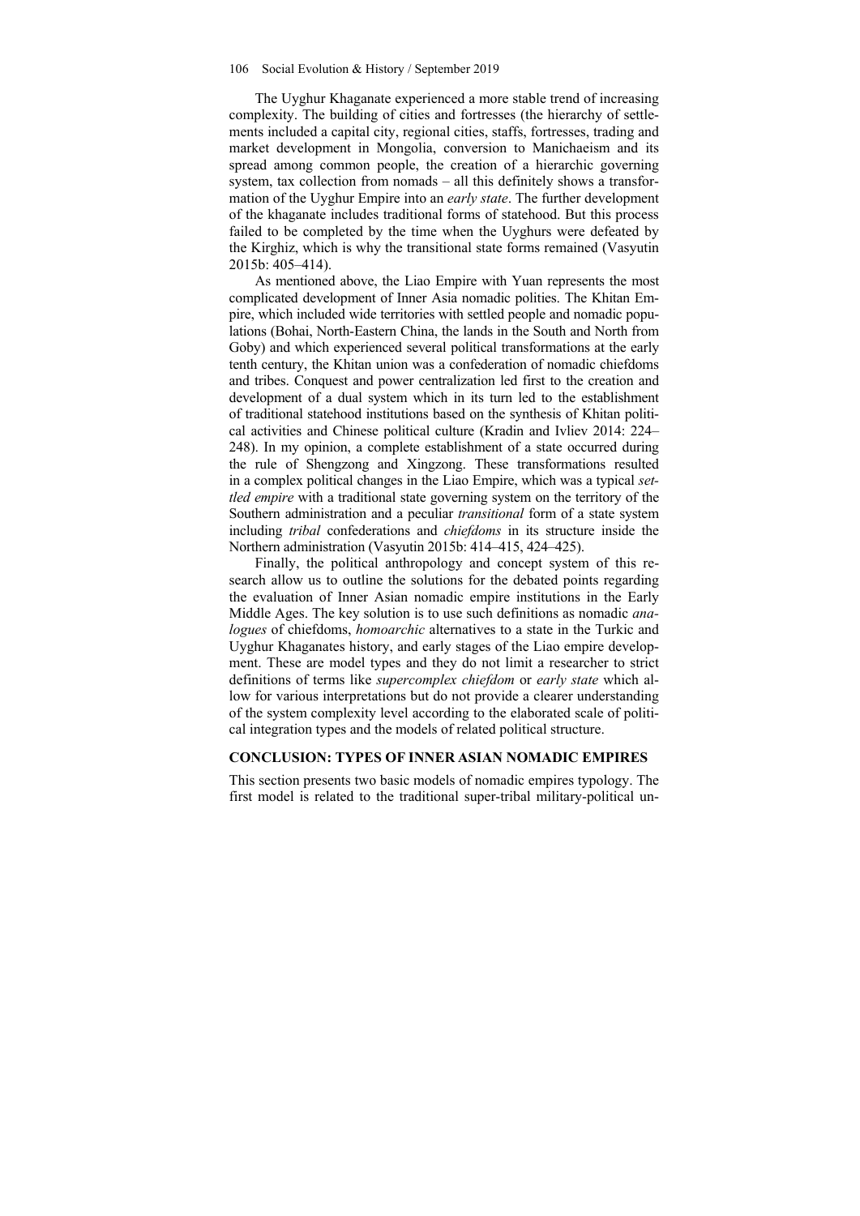The Uyghur Khaganate experienced a more stable trend of increasing complexity. The building of cities and fortresses (the hierarchy of settlements included a capital city, regional cities, staffs, fortresses, trading and market development in Mongolia, conversion to Manichaeism and its spread among common people, the creation of a hierarchic governing system, tax collection from nomads – all this definitely shows a transformation of the Uyghur Empire into an *early state*. The further development of the khaganate includes traditional forms of statehood. But this process failed to be completed by the time when the Uyghurs were defeated by the Kirghiz, which is why the transitional state forms remained (Vasyutin 2015b: 405–414).

As mentioned above, the Liao Empire with Yuan represents the most complicated development of Inner Asia nomadic polities. The Khitan Empire, which included wide territories with settled people and nomadic populations (Bohai, North-Eastern China, the lands in the South and North from Goby) and which experienced several political transformations at the early tenth century, the Khitan union was a confederation of nomadic chiefdoms and tribes. Conquest and power centralization led first to the creation and development of a dual system which in its turn led to the establishment of traditional statehood institutions based on the synthesis of Khitan political activities and Chinese political culture (Kradin and Ivliev 2014: 224–248). In my opinion, a complete establishment of a state occurred during the rule of Shengzong and Xingzong. These transformations resulted in a complex political changes in the Liao Empire, which was a typical *settled empire* with a traditional state governing system on the territory of the Southern administration and a peculiar *transitional* form of a state system including *tribal* confederations and *chiefdoms* in its structure inside the Northern administration (Vasyutin 2015b: 414–415, 424–425).

Finally, the political anthropology and concept system of this research allow us to outline the solutions for the debated points regarding the evaluation of Inner Asian nomadic empire institutions in the Early Middle Ages. The key solution is to use such definitions as nomadic *analogues* of chiefdoms, *homoarchic* alternatives to a state in the Turkic and Uyghur Khaganates history, and early stages of the Liao empire development. These are model types and they do not limit a researcher to strict definitions of terms like *supercomplex chiefdom* or *early state* which allow for various interpretations but do not provide a clearer understanding of the system complexity level according to the elaborated scale of political integration types and the models of related political structure.

## CONCLUSION: TYPES OF INNER ASIAN NOMADIC EMPIRES

This section presents two basic models of nomadic empires typology. The first model is related to the traditional super-tribal military-political un-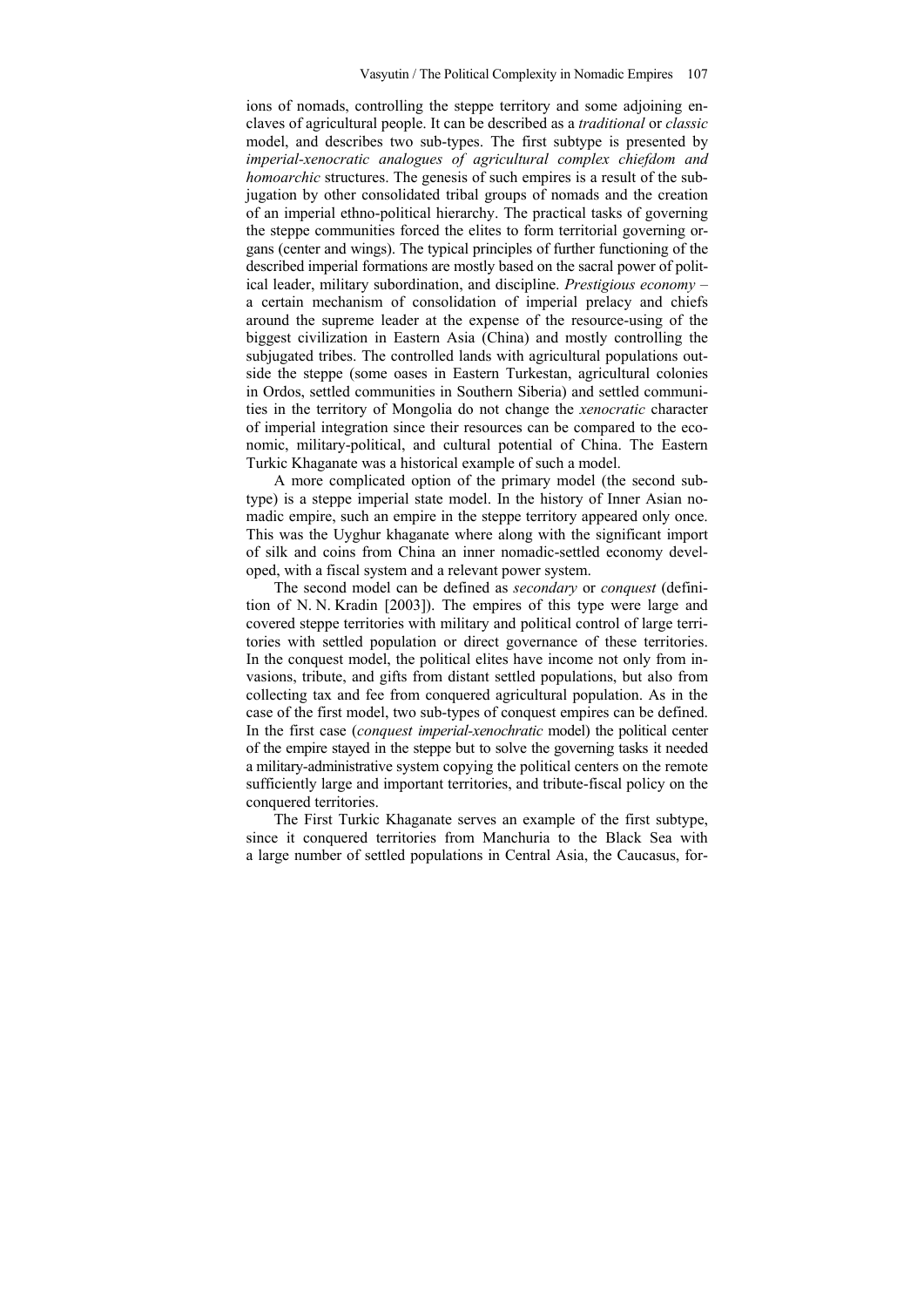ions of nomads, controlling the steppe territory and some adjoining enclaves of agricultural people. It can be described as a *traditional* or *classic* model, and describes two sub-types. The first subtype is presented by *imperial-xenocratic analogues of agricultural complex chiefdom and homoarchic* structures. The genesis of such empires is a result of the subjugation by other consolidated tribal groups of nomads and the creation of an imperial ethno-political hierarchy. The practical tasks of governing the steppe communities forced the elites to form territorial governing organs (center and wings). The typical principles of further functioning of the described imperial formations are mostly based on the sacral power of political leader, military subordination, and discipline. *Prestigious economy* – a certain mechanism of consolidation of imperial prelacy and chiefs around the supreme leader at the expense of the resource-using of the biggest civilization in Eastern Asia (China) and mostly controlling the subjugated tribes. The controlled lands with agricultural populations outside the steppe (some oases in Eastern Turkestan, agricultural colonies in Ordos, settled communities in Southern Siberia) and settled communities in the territory of Mongolia do not change the *xenocratic* character of imperial integration since their resources can be compared to the economic, military-political, and cultural potential of China. The Eastern Turkic Khaganate was a historical example of such a model.

A more complicated option of the primary model (the second subtype) is a steppe imperial state model. In the history of Inner Asian nomadic empire, such an empire in the steppe territory appeared only once. This was the Uyghur khaganate where along with the significant import of silk and coins from China an inner nomadic-settled economy developed, with a fiscal system and a relevant power system.

The second model can be defined as *secondary* or *conquest* (definition of N. N. Kradin [2003]). The empires of this type were large and covered steppe territories with military and political control of large territories with settled population or direct governance of these territories. In the conquest model, the political elites have income not only from invasions, tribute, and gifts from distant settled populations, but also from collecting tax and fee from conquered agricultural population. As in the case of the first model, two sub-types of conquest empires can be defined. In the first case (*conquest imperial-xenochratic* model) the political center of the empire stayed in the steppe but to solve the governing tasks it needed a military-administrative system copying the political centers on the remote sufficiently large and important territories, and tribute-fiscal policy on the conquered territories.

The First Turkic Khaganate serves an example of the first subtype, since it conquered territories from Manchuria to the Black Sea with a large number of settled populations in Central Asia, the Caucasus, for-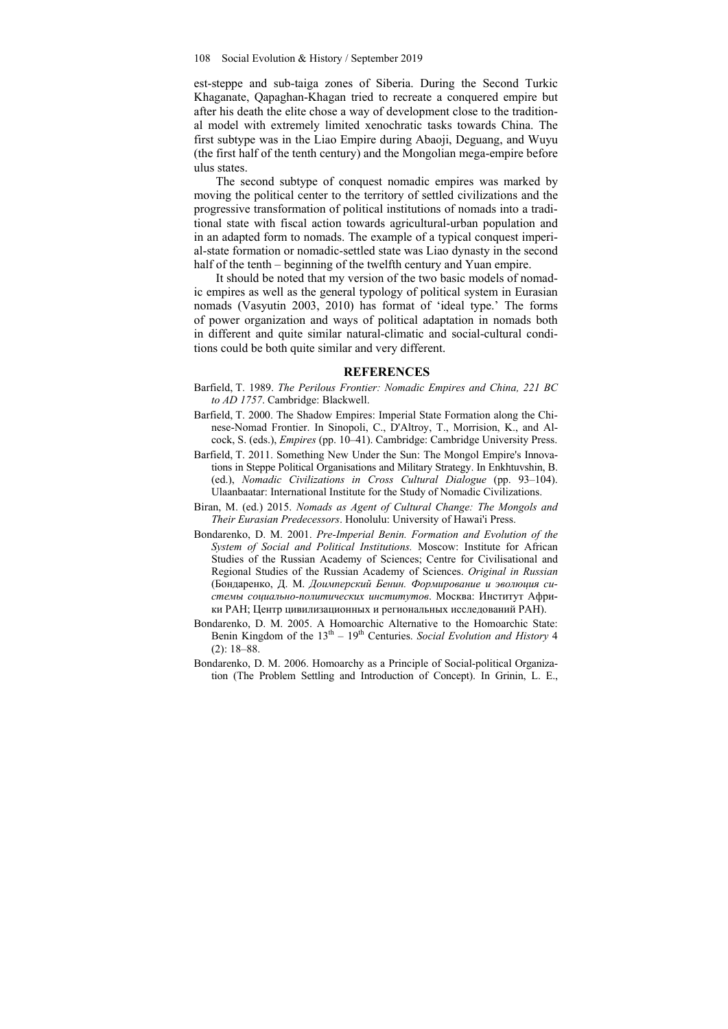est-steppe and sub-taiga zones of Siberia. During the Second Turkic Khaganate, Qapaghan-Khagan tried to recreate a conquered empire but after his death the elite chose a way of development close to the traditional model with extremely limited xenochratic tasks towards China. The first subtype was in the Liao Empire during Abaoji, Deguang, and Wuyu (the first half of the tenth century) and the Mongolian mega-empire before ulus states.

The second subtype of conquest nomadic empires was marked by moving the political center to the territory of settled civilizations and the progressive transformation of political institutions of nomads into a traditional state with fiscal action towards agricultural-urban population and in an adapted form to nomads. The example of a typical conquest imperial-state formation or nomadic-settled state was Liao dynasty in the second half of the tenth – beginning of the twelfth century and Yuan empire.

It should be noted that my version of the two basic models of nomadic empires as well as the general typology of political system in Eurasian nomads (Vasyutin 2003, 2010) has format of 'ideal type.' The forms of power organization and ways of political adaptation in nomads both in different and quite similar natural-climatic and social-cultural conditions could be both quite similar and very different.

## REFERENCES

Barfield, T. 1989. *The Perilous Frontier: Nomadic Empires and China, 221 BC to AD 1757*. Cambridge: Blackwell.

Barfield, T. 2000. The Shadow Empires: Imperial State Formation along the Chinese-Nomad Frontier. In Sinopoli, C., D'Altroy, T., Morrision, K., and Alcock, S. (eds.), *Empires* (pp. 10–41). Cambridge: Cambridge University Press.

Barfield, T. 2011. Something New Under the Sun: The Mongol Empire's Innovations in Steppe Political Organisations and Military Strategy. In Enkhtuvshin, B. (ed.), *Nomadic Civilizations in Cross Cultural Dialogue* (pp. 93–104). Ulaanbaatar: International Institute for the Study of Nomadic Civilizations.

Biran, M. (ed.) 2015. *Nomads as Agent of Cultural Change: The Mongols and Their Eurasian Predecessors*. Honolulu: University of Hawai'i Press.

Bondarenko, D. M. 2001. *Pre-Imperial Benin. Formation and Evolution of the System of Social and Political Institutions.* Moscow: Institute for African Studies of the Russian Academy of Sciences; Centre for Civilisational and Regional Studies of the Russian Academy of Sciences. *Original in Russian* (Бондаренко, Д. М. *Доимперский Бенин. Формирование и эволюция системы социально-политических институтов*. Москва: Институт Африки РАН; Центр цивилизационных и региональных исследований РАН).

Bondarenko, D. M. 2005. A Homoarchic Alternative to the Homoarchic State: Benin Kingdom of the 13th – 19th Centuries. *Social Evolution and History* 4 (2): 18–88.

Bondarenko, D. M. 2006. Homoarchy as a Principle of Social-political Organization (The Problem Settling and Introduction of Concept). In Grinin, L. E.,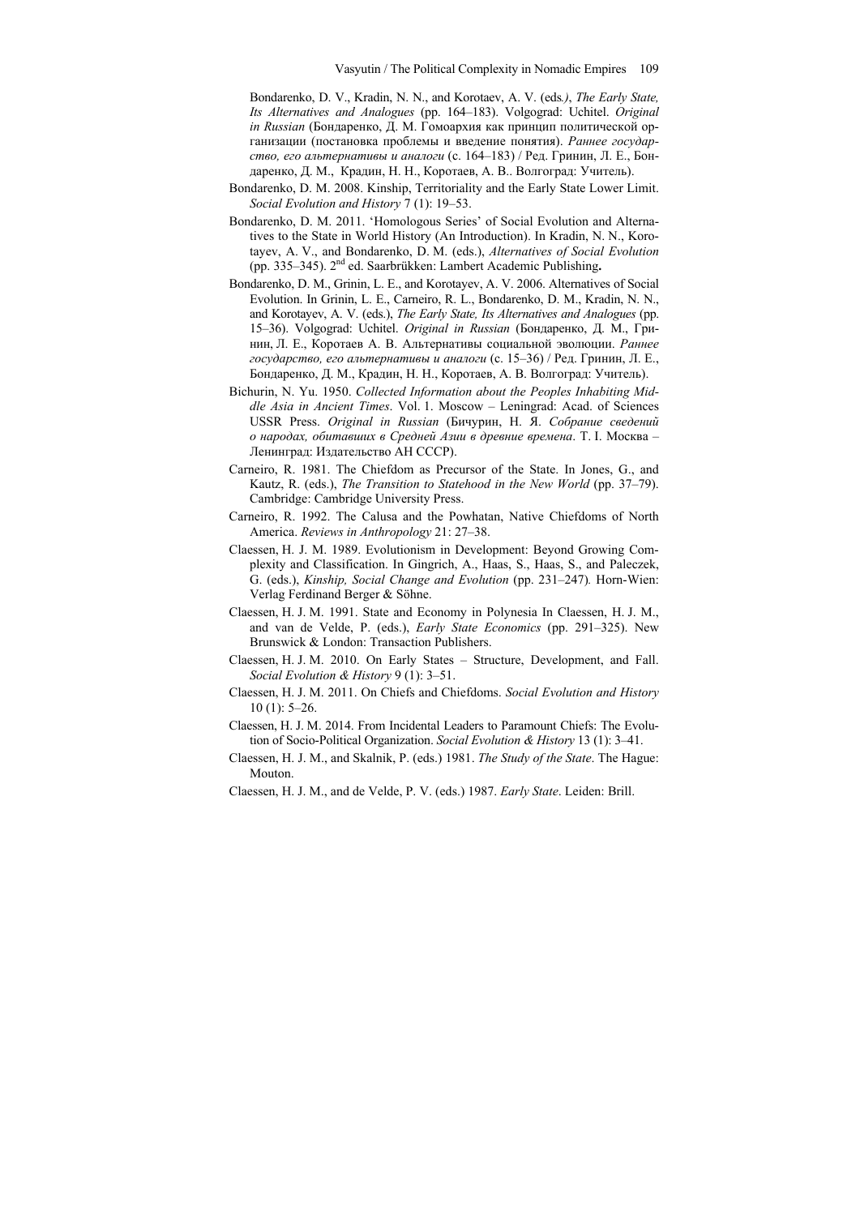Bondarenko, D. V., Kradin, N. N., and Korotaev, A. V. (eds*.)*, *The Early State, Its Alternatives and Analogues* (pp. 164–183). Volgograd: Uchitel. *Original in Russian* (Бондаренко, Д. М. Гомоархия как принцип политической организации (постановка проблемы и введение понятия). *Раннее государство, его альтернативы и аналоги* (с. 164–183) / Ред. Гринин, Л. Е., Бондаренко, Д. М., Крадин, Н. Н., Коротаев, А. В.. Волгоград: Учитель).

Bondarenko, D. M. 2008. Kinship, Territoriality and the Early State Lower Limit. *Social Evolution and History* 7 (1): 19–53.

Bondarenko, D. M. 2011. 'Homologous Series' of Social Evolution and Alternatives to the State in World History (An Introduction). In Kradin, N. N., Korotayev, A. V., and Bondarenko, D. M. (eds.), *Alternatives of Social Evolution* (pp. 335–345). 2nd ed. Saarbrükken: Lambert Academic Publishing**.**

Bondarenko, D. M., Grinin, L. E., and Korotayev, A. V. 2006. Alternatives of Social Evolution. In Grinin, L. E., Carneiro, R. L., Bondarenko, D. M., Kradin, N. N., and Korotayev, A. V. (eds.), *The Early State, Its Alternatives and Analogues* (pp. 15–36). Volgograd: Uchitel. *Original in Russian* (Бондаренко, Д. М., Гринин, Л. Е., Коротаев А. В. Альтернативы социальной эволюции. *Раннее государство, его альтернативы и аналоги* (с. 15–36) / Ред. Гринин, Л. Е., Бондаренко, Д. М., Крадин, Н. Н., Коротаев, А. В. Волгоград: Учитель).

Bichurin, N. Yu. 1950. *Collected Information about the Peoples Inhabiting Middle Asia in Ancient Times*. Vol. 1. Moscow – Leningrad: Acad. of Sciences USSR Press. *Original in Russian* (Бичурин, Н. Я. *Собрание сведений о народах, обитавших в Средней Азии в древние времена*. Т. I. Москва – Ленинград: Издательство АН СССР).

Carneiro, R. 1981. The Chiefdom as Precursor of the State. In Jones, G., and Kautz, R. (eds.), *The Transition to Statehood in the New World* (pp. 37–79). Cambridge: Cambridge University Press.

Carneiro, R. 1992. The Calusa and the Powhatan, Native Chiefdoms of North America. *Reviews in Anthropology* 21: 27–38.

Claessen, H. J. M. 1989. Evolutionism in Development: Beyond Growing Complexity and Classification. In Gingrich, A., Haas, S., Haas, S., and Paleczek, G. (eds.), *Kinship, Social Change and Evolution* (pp. 231–247)*.* Horn-Wien: Verlag Ferdinand Berger & Söhne.

Claessen, H. J. M. 1991. State and Economy in Polynesia In Claessen, H. J. M., and van de Velde, P. (eds.), *Early State Economics* (pp. 291–325). New Brunswick & London: Transaction Publishers.

Claessen, H. J. M. 2010. On Early States – Structure, Development, and Fall. *Social Evolution & History* 9 (1): 3–51.

Claessen, H. J. M. 2011. On Chiefs and Chiefdoms. *Social Evolution and History* 10 (1): 5–26.

Claessen, H. J. M. 2014. From Incidental Leaders to Paramount Chiefs: The Evolution of Socio-Political Organization. *Social Evolution & History* 13 (1): 3–41.

Claessen, H. J. M., and Skalnik, P. (eds.) 1981. *The Study of the State*. The Hague: Mouton.

Claessen, H. J. M., and de Velde, P. V. (eds.) 1987. *Early State*. Leiden: Brill.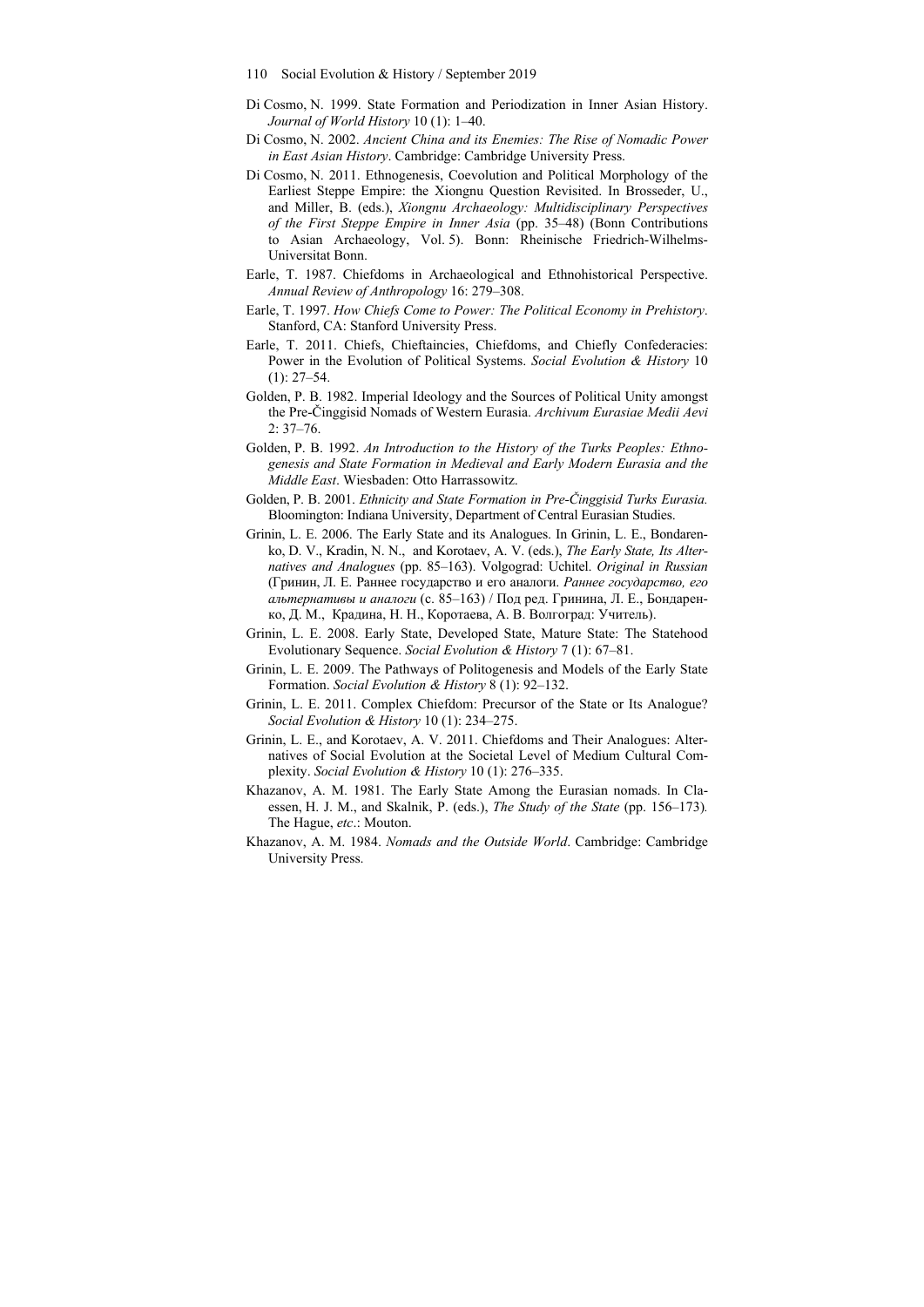Di Cosmo, N. 1999. State Formation and Periodization in Inner Asian History. *Journal of World History* 10 (1): 1–40.

Di Cosmo, N. 2002. *Ancient China and its Enemies: The Rise of Nomadic Power in East Asian History*. Cambridge: Cambridge University Press.

Di Cosmo, N. 2011. Ethnogenesis, Coevolution and Political Morphology of the Earliest Steppe Empire: the Xiongnu Question Revisited. In Brosseder, U., and Miller, B. (eds.), *Xiongnu Archaeology: Multidisciplinary Perspectives of the First Steppe Empire in Inner Asia* (pp. 35–48) (Bonn Contributions to Asian Archaeology, Vol. 5). Bonn: Rheinische Friedrich-Wilhelms-Universitat Bonn.

Earle, T. 1987. Chiefdoms in Archaeological and Ethnohistorical Perspective. *Annual Review of Anthropology* 16: 279–308.

Earle, T. 1997. *How Chiefs Come to Power: The Political Economy in Prehistory*. Stanford, CA: Stanford University Press.

Earle, T. 2011. Chiefs, Chieftaincies, Chiefdoms, and Chiefly Confederacies: Power in the Evolution of Political Systems. *Social Evolution & History* 10 (1): 27–54.

Golden, P. B. 1982. Imperial Ideology and the Sources of Political Unity amongst the Pre-Činggisid Nomads of Western Eurasia. *Archivum Eurasiae Medii Aevi* 2: 37–76.

Golden, P. B. 1992. *An Introduction to the History of the Turks Peoples: Ethnogenesis and State Formation in Medieval and Early Modern Eurasia and the Middle East*. Wiesbaden: Otto Harrassowitz.

Golden, P. B. 2001. *Ethnicity and State Formation in Pre-Činggisid Turks Eurasia.* Bloomington: Indiana University, Department of Central Eurasian Studies.

Grinin, L. E. 2006. The Early State and its Analogues. In Grinin, L. E., Bondarenko, D. V., Kradin, N. N., and Korotaev, A. V. (eds.), *The Early State, Its Alternatives and Analogues* (pp. 85–163). Volgograd: Uchitel. *Original in Russian* (Гринин, Л. Е. Раннее государство и его аналоги. *Раннее государство, его альтернативы и аналоги* (с. 85–163) / Под ред. Гринина, Л. Е., Бондаренко, Д. М., Крадина, Н. Н., Коротаева, А. В. Волгоград: Учитель).

Grinin, L. E. 2008. Early State, Developed State, Mature State: The Statehood Evolutionary Sequence. *Social Evolution & History* 7 (1): 67–81.

Grinin, L. E. 2009. The Pathways of Politogenesis and Models of the Early State Formation. *Social Evolution & History* 8 (1): 92–132.

Grinin, L. E. 2011. Complex Chiefdom: Precursor of the State or Its Analogue? *Social Evolution & History* 10 (1): 234–275.

Grinin, L. E., and Korotaev, A. V. 2011. Chiefdoms and Their Analogues: Alternatives of Social Evolution at the Societal Level of Medium Cultural Complexity. *Social Evolution & History* 10 (1): 276–335.

Khazanov, A. M. 1981. The Early State Among the Eurasian nomads. In Claessen, H. J. M., and Skalnik, P. (eds.), *The Study of the State* (pp. 156–173)*.* The Hague, *etc*.: Mouton.

Khazanov, A. M. 1984. *Nomads and the Outside World*. Cambridge: Cambridge University Press.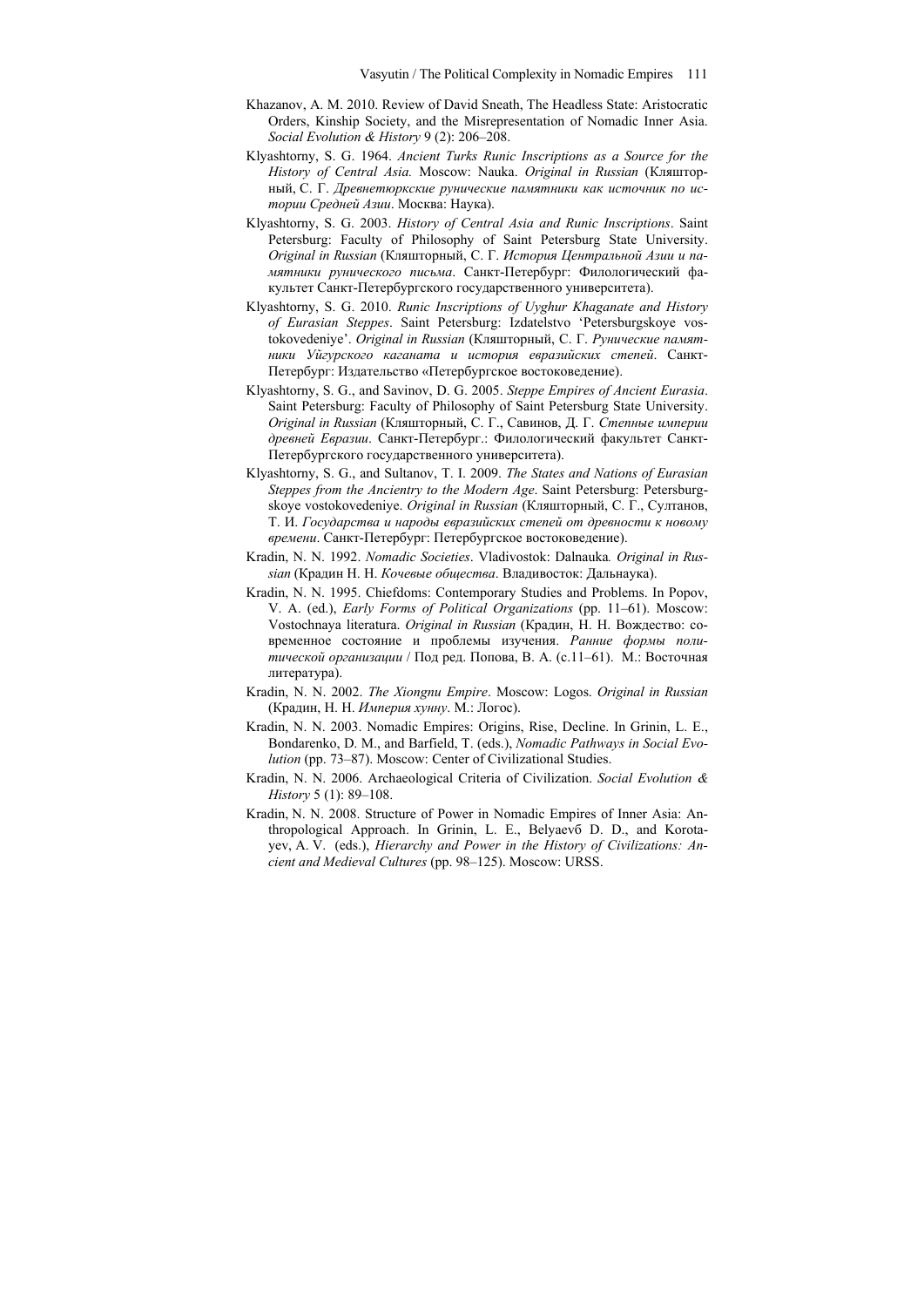Khazanov, A. M. 2010. Review of David Sneath, The Headless State: Aristocratic Orders, Kinship Society, and the Misrepresentation of Nomadic Inner Asia. *Social Evolution & History* 9 (2): 206–208.

Klyashtorny, S. G. 1964. *Ancient Turks Runic Inscriptions as a Source for the History of Central Asia.* Moscow: Nauka. *Original in Russian* (Кляшторный, С. Г. *Древнетюркские рунические памятники как источник по истории Средней Азии*. Москва: Наука).

Klyashtorny, S. G. 2003. *History of Central Asia and Runic Inscriptions*. Saint Petersburg: Faculty of Philosophy of Saint Petersburg State University. *Original in Russian* (Кляшторный, С. Г. *История Центральной Азии и памятники рунического письма*. Санкт-Петербург: Филологический факультет Санкт-Петербургского государственного университета).

Klyashtorny, S. G. 2010. *Runic Inscriptions of Uyghur Khaganate and History of Eurasian Steppes*. Saint Petersburg: Izdatelstvo 'Petersburgskoye vostokovedeniye'. *Original in Russian* (Кляшторный, С. Г. *Рунические памятники Уйгурского каганата и история евразийских степей*. Санкт-Петербург: Издательство «Петербургское востоковедение).

Klyashtorny, S. G., and Savinov, D. G. 2005. *Steppe Empires of Ancient Eurasia*. Saint Petersburg: Faculty of Philosophy of Saint Petersburg State University. *Original in Russian* (Кляшторный, С. Г., Савинов, Д. Г. *Степные империи древней Евразии*. Санкт-Петербург.: Филологический факультет Санкт-Петербургского государственного университета).

Klyashtorny, S. G., and Sultanov, T. I. 2009. *The States and Nations of Eurasian Steppes from the Ancientry to the Modern Age*. Saint Petersburg: Petersburgskoye vostokovedeniye. *Original in Russian* (Кляшторный, С. Г., Султанов, Т. И. *Государства и народы евразийских степей от древности к новому времени*. Санкт-Петербург: Петербургское востоковедение).

Kradin, N. N. 1992. *Nomadic Societies*. Vladivostok: Dalnauka*. Original in Russian* (Крадин Н. Н. *Кочевые общества*. Владивосток: Дальнаука).

Kradin, N. N. 1995. Chiefdoms: Contemporary Studies and Problems. In Popov, V. A. (ed.), *Early Forms of Political Organizations* (pp. 11–61). Moscow: Vostochnaya literatura. *Original in Russian* (Крадин, Н. Н. Вождество: современное состояние и проблемы изучения. *Ранние формы политической организации* / Под ред. Попова, В. А. (с.11–61). М.: Восточная литература).

Kradin, N. N. 2002. *The Xiongnu Empire*. Moscow: Logos. *Original in Russian* (Крадин, Н. Н. *Империя хунну*. М.: Логос).

Kradin, N. N. 2003. Nomadic Empires: Origins, Rise, Decline. In Grinin, L. E., Bondarenko, D. M., and Barfield, T. (eds.), *Nomadic Pathways in Social Evolution* (pp. 73–87). Moscow: Center of Civilizational Studies.

Kradin, N. N. 2006. Archaeological Criteria of Civilization. *Social Evolution & History* 5 (1): 89–108.

Kradin, N. N. 2008. Structure of Power in Nomadic Empires of Inner Asia: Anthropological Approach. In Grinin, L. E., Belyaevб D. D., and Korotayev, A. V. (eds.), *Hierarchy and Power in the History of Civilizations: Ancient and Medieval Cultures* (pp. 98–125). Moscow: URSS.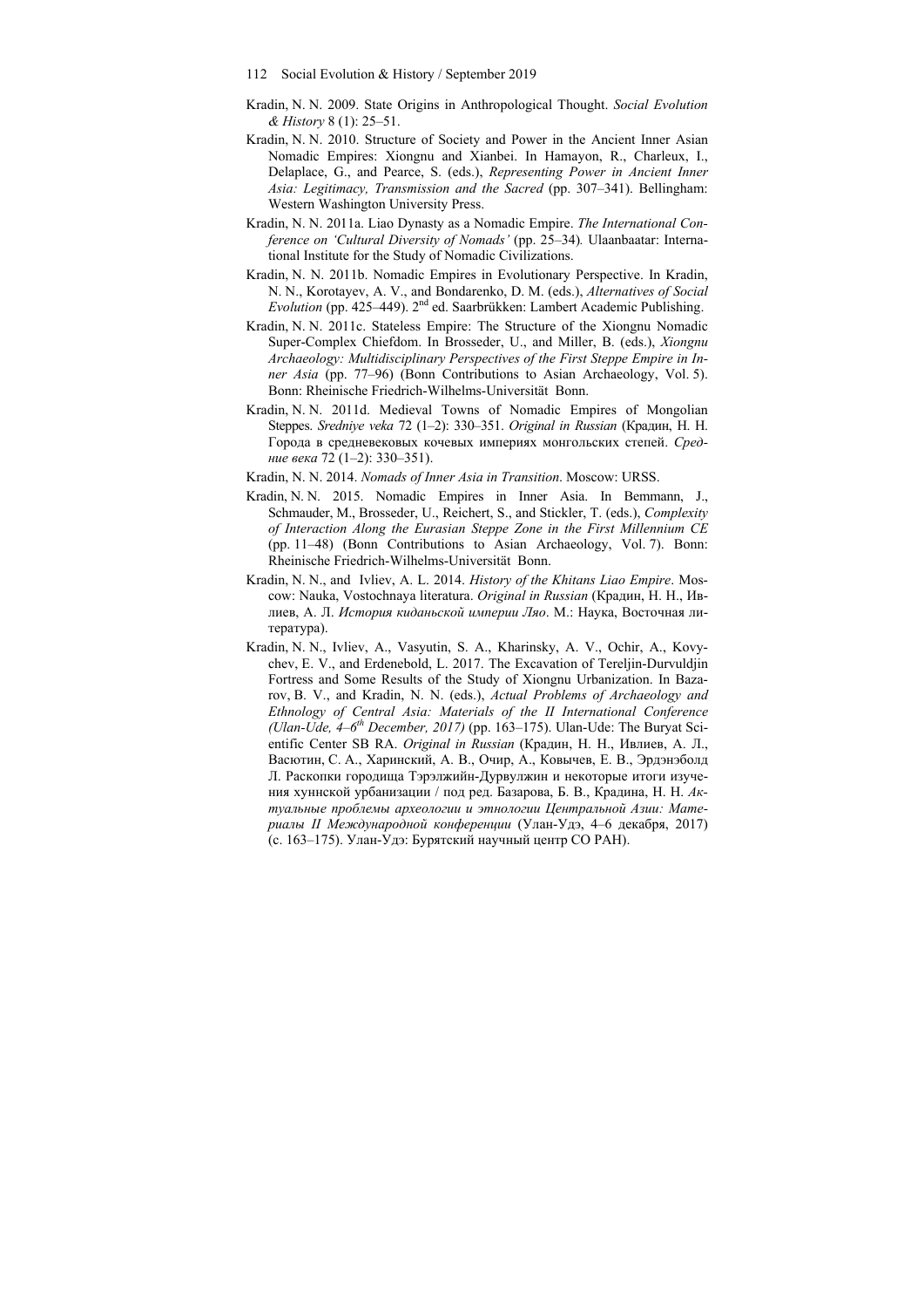Kradin, N. N. 2009. State Origins in Anthropological Thought. *Social Evolution & History* 8 (1): 25–51.

Kradin, N. N. 2010. Structure of Society and Power in the Ancient Inner Asian Nomadic Empires: Xiongnu and Xianbei. In Hamayon, R., Charleux, I., Delaplace, G., and Pearce, S. (eds.), *Representing Power in Ancient Inner Asia: Legitimacy, Transmission and the Sacred* (pp. 307–341). Bellingham: Western Washington University Press.

Kradin, N. N. 2011a. Liao Dynasty as a Nomadic Empire. *The International Conference on 'Cultural Diversity of Nomads'* (pp. 25–34). Ulaanbaatar: International Institute for the Study of Nomadic Civilizations.

Kradin, N. N. 2011b. Nomadic Empires in Evolutionary Perspective. In Kradin, N. N., Korotayev, A. V., and Bondarenko, D. M. (eds.), *Alternatives of Social Evolution* (pp. 425–449). 2nd ed. Saarbrükken: Lambert Academic Publishing.

Kradin, N. N. 2011c. Stateless Empire: The Structure of the Xiongnu Nomadic Super-Complex Chiefdom. In Brosseder, U., and Miller, B. (eds.), *Xiongnu Archaeology: Multidisciplinary Perspectives of the First Steppe Empire in Inner Asia* (pp. 77–96) (Bonn Contributions to Asian Archaeology, Vol. 5). Bonn: Rheinische Friedrich-Wilhelms-Universität Bonn.

Kradin, N. N. 2011d. Medieval Towns of Nomadic Empires of Mongolian Steppes. *Sredniye veka* 72 (1–2): 330–351. *Original in Russian* (Крадин, Н. Н. Города в средневековых кочевых империях монгольских степей. *Средние века* 72 (1–2): 330–351).

Kradin, N. N. 2014. *Nomads of Inner Asia in Transition*. Moscow: URSS.

Kradin, N. N. 2015. Nomadic Empires in Inner Asia. In Bemmann, J., Schmauder, M., Brosseder, U., Reichert, S., and Stickler, T. (eds.), *Complexity of Interaction Along the Eurasian Steppe Zone in the First Millennium CE* (pp. 11–48) (Bonn Contributions to Asian Archaeology, Vol. 7). Bonn: Rheinische Friedrich-Wilhelms-Universität Bonn.

Kradin, N. N., and Ivliev, A. L. 2014. *History of the Khitans Liao Empire*. Moscow: Nauka, Vostochnaya literatura. *Original in Russian* (Крадин, Н. Н., Ивлиев, А. Л. *История киданьской империи Ляо*. М.: Наука, Восточная литература).

Kradin, N. N., Ivliev, A., Vasyutin, S. A., Kharinsky, A. V., Ochir, A., Kovychev, E. V., and Erdenebold, L. 2017. The Excavation of Tereljin-Durvuldjin Fortress and Some Results of the Study of Xiongnu Urbanization. In Bazarov, B. V., and Kradin, N. N. (eds.), *Actual Problems of Archaeology and Ethnology of Central Asia: Materials of the II International Conference (Ulan-Ude, 4–6th December, 2017)* (pp. 163–175). Ulan-Ude: The Buryat Scientific Center SB RA. *Original in Russian* (Крадин, Н. Н., Ивлиев, А. Л., Васютин, С. А., Харинский, А. В., Очир, А., Ковычев, Е. В., Эрдэнэболд Л. Раскопки городища Тэрэлжийн-Дурвулжин и некоторые итоги изучения хуннской урбанизации / под ред. Базарова, Б. В., Крадина, Н. Н. *Актуальные проблемы археологии и этнологии Центральной Азии: Материалы II Международной конференции* (Улан-Удэ, 4–6 декабря, 2017) (с. 163–175). Улан-Удэ: Бурятский научный центр СО РАН).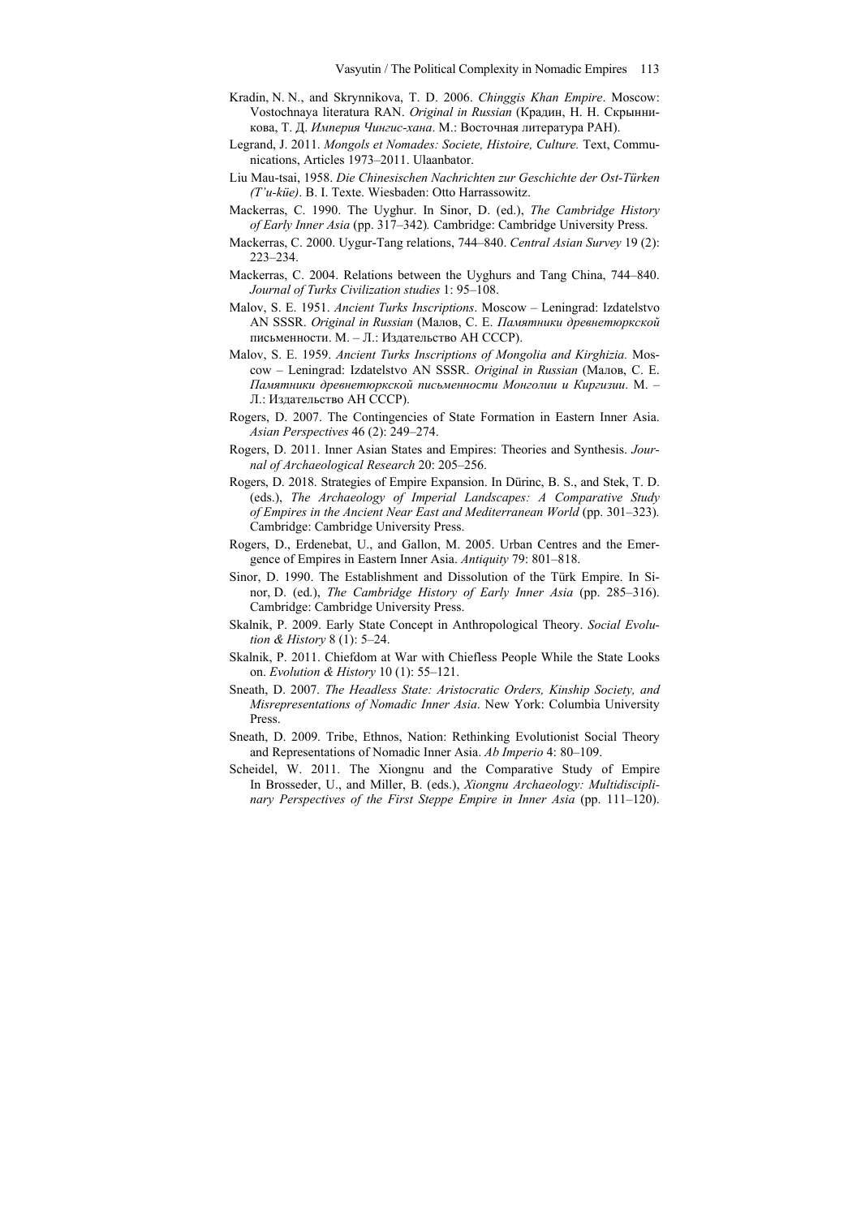Kradin, N. N., and Skrynnikova, T. D. 2006. *Chinggis Khan Empire*. Moscow: Vostochnaya literatura RAN. *Original in Russian* (Крадин, Н. Н. Скрынникова, Т. Д. *Империя Чингис-хана*. М.: Восточная литература РАН).

Legrand, J. 2011. *Mongols et Nomades: Societe, Histoire, Culture.* Text, Communications, Articles 1973–2011. Ulaanbator.

Liu Mau-tsai, 1958. *Die Chinesischen Nachrichten zur Geschichte der Ost-Türken (T'u-küe)*. B. I. Texte. Wiesbaden: Otto Harrassowitz.

Mackerras, C. 1990. The Uyghur. In Sinor, D. (ed.), *The Cambridge History of Early Inner Asia* (pp. 317–342)*.* Cambridge: Cambridge University Press.

Mackerras, C. 2000. Uygur-Tang relations, 744–840. *Central Asian Survey* 19 (2): 223–234.

Mackerras, C. 2004. Relations between the Uyghurs and Tang China, 744–840. *Journal of Turks Civilization studies* 1: 95–108.

Malov, S. E. 1951. *Ancient Turks Inscriptions*. Moscow – Leningrad: Izdatelstvo AN SSSR. *Original in Russian* (Малов, С. Е. *Памятники древнетюркской* письменности. М. – Л.: Издательство АН СССР).

Malov, S. E. 1959. *Ancient Turks Inscriptions of Mongolia and Kirghizia.* Moscow – Leningrad: Izdatelstvo AN SSSR. *Original in Russian* (Малов, С. Е. *Памятники древнетюркской письменности Монголии и Киргизии*. М. – Л.: Издательство АН СССР).

Rogers, D. 2007. The Contingencies of State Formation in Eastern Inner Asia. *Asian Perspectives* 46 (2): 249–274.

Rogers, D. 2011. Inner Asian States and Empires: Theories and Synthesis. *Journal of Archaeological Research* 20: 205–256.

Rogers, D. 2018. Strategies of Empire Expansion. In Dürinc, B. S., and Stek, T. D. (eds.), *The Archaeology of Imperial Landscapes: A Comparative Study of Empires in the Ancient Near East and Mediterranean World* (pp. 301–323)*.* Cambridge: Cambridge University Press.

Rogers, D., Erdenebat, U., and Gallon, M. 2005. Urban Centres and the Emergence of Empires in Eastern Inner Asia. *Antiquity* 79: 801–818.

Sinor, D. 1990. The Establishment and Dissolution of the Türk Empire. In Sinor, D. (ed.), *The Cambridge History of Early Inner Asia* (pp. 285–316). Cambridge: Cambridge University Press.

Skalnik, P. 2009. Early State Concept in Anthropological Theory. *Social Evolution & History* 8 (1): 5–24.

Skalnik, P. 2011. Chiefdom at War with Chiefless People While the State Looks on. *Evolution & History* 10 (1): 55–121.

Sneath, D. 2007. *The Headless State: Aristocratic Orders, Kinship Society, and Misrepresentations of Nomadic Inner Asia*. New York: Columbia University Press.

Sneath, D. 2009. Tribe, Ethnos, Nation: Rethinking Evolutionist Social Theory and Representations of Nomadic Inner Asia. *Ab Imperio* 4: 80–109.

Scheidel, W. 2011. The Xiongnu and the Comparative Study of Empire In Brosseder, U., and Miller, B. (eds.), *Xiongnu Archaeology: Multidisciplinary Perspectives of the First Steppe Empire in Inner Asia* (pp. 111–120).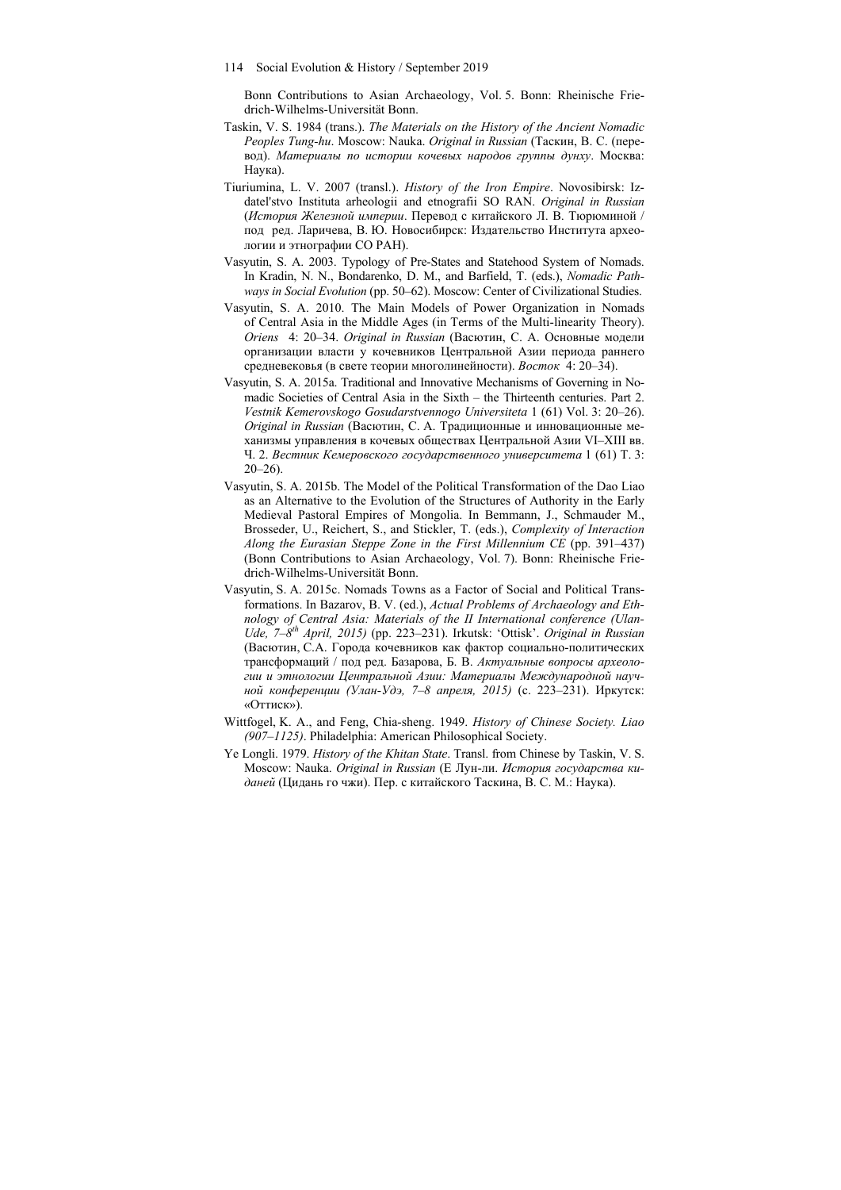Bonn Contributions to Asian Archaeology, Vol. 5. Bonn: Rheinische Friedrich-Wilhelms-Universität Bonn.

Taskin, V. S. 1984 (trans.). *The Materials on the History of the Ancient Nomadic Peoples Tung-hu*. Moscow: Nauka. *Original in Russian* (Таскин, В. С. (перевод). *Материалы по истории кочевых народов группы дунху*. Москва: Наука).

Tiuriumina, L. V. 2007 (transl.). *History of the Iron Empire*. Novosibirsk: Izdatel'stvo Instituta arheologii and etnografii SO RAN. *Original in Russian* (*История Железной империи*. Перевод с китайского Л. В. Тюрюминой / под ред. Ларичева, В. Ю. Новосибирск: Издательство Института археологии и этнографии СО РАН).

Vasyutin, S. A. 2003. Typology of Pre-States and Statehood System of Nomads. In Kradin, N. N., Bondarenko, D. M., and Barfield, T. (eds.), *Nomadic Pathways in Social Evolution* (pp. 50–62). Moscow: Center of Civilizational Studies.

Vasyutin, S. A. 2010. The Main Models of Power Organization in Nomads of Central Asia in the Middle Ages (in Terms of the Multi-linearity Theory). *Oriens* 4: 20–34. *Original in Russian* (Васютин, С. А. Основные модели организации власти у кочевников Центральной Азии периода раннего средневековья (в свете теории многолинейности). *Восток* 4: 20–34).

Vasyutin, S. A. 2015a. Traditional and Innovative Mechanisms of Governing in Nomadic Societies of Central Asia in the Sixth – the Thirteenth centuries. Part 2. *Vestnik Kemerovskogo Gosudarstvennogo Universiteta* 1 (61) Vol. 3: 20–26). *Original in Russian* (Васютин, С. А. Традиционные и инновационные механизмы управления в кочевых обществах Центральной Азии VI–XIII вв. Ч. 2. *Вестник Кемеровского государственного университета* 1 (61) Т. 3: 20–26).

Vasyutin, S. A. 2015b. The Model of the Political Transformation of the Dao Liao as an Alternative to the Evolution of the Structures of Authority in the Early Medieval Pastoral Empires of Mongolia. In Bemmann, J., Schmauder M., Brosseder, U., Reichert, S., and Stickler, T. (eds.), *Complexity of Interaction Along the Eurasian Steppe Zone in the First Millennium CE* (pp. 391–437) (Bonn Contributions to Asian Archaeology, Vol. 7). Bonn: Rheinische Friedrich-Wilhelms-Universität Bonn.

Vasyutin, S. A. 2015c. Nomads Towns as a Factor of Social and Political Transformations. In Bazarov, B. V. (ed.), *Actual Problems of Archaeology and Ethnology of Central Asia: Materials of the II International conference (Ulan-Ude, 7–8th April, 2015)* (pp. 223–231). Irkutsk: 'Ottisk'. *Original in Russian* (Васютин, С.А. Города кочевников как фактор социально-политических трансформаций / под ред. Базарова, Б. В. *Актуальные вопросы археологии и этнологии Центральной Азии: Материалы Международной научной конференции (Улан-Удэ, 7–8 апреля, 2015)* (с. 223–231). Иркутск: «Оттиск»).

Wittfogel, K. A., and Feng, Chia-sheng. 1949. *History of Chinese Society. Liao (907–1125)*. Philadelphia: American Philosophical Society.

Ye Longli. 1979. *History of the Khitan State*. Transl. from Chinese by Taskin, V. S. Moscow: Nauka. *Original in Russian* (Е Лун-ли. *История государства киданей* (Цидань го чжи). Пер. с китайского Таскина, В. С. М.: Наука).